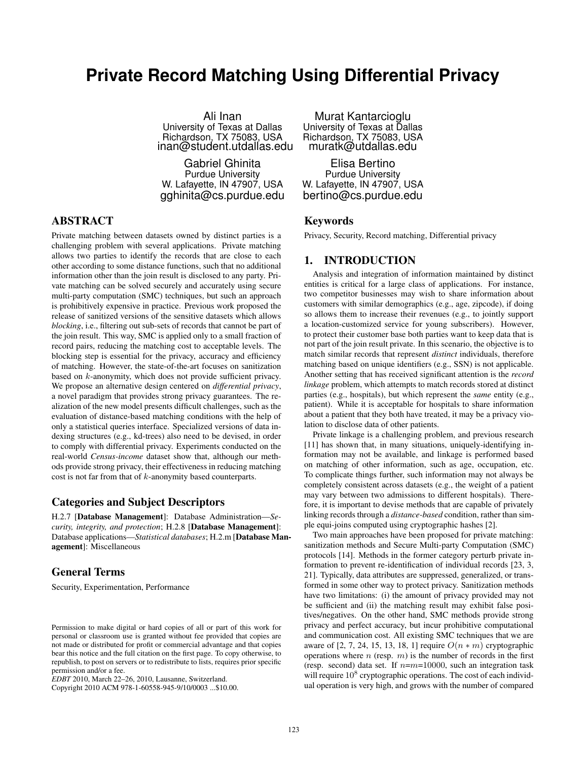# Private Record Matching Using Differential Privacy

Ali Inan
University of Texas at Dallas
Richardson, TX 75083, USA
inan@student.utdallas.edu

Murat Kantarcioglu
University of Texas at Dallas
Richardson, TX 75083, USA
muratk@utdallas.edu

Gabriel Ghinita
Purdue University
W. Lafayette, IN 47907, USA
gghinita@cs.purdue.edu

Elisa Bertino
Purdue University
W. Lafayette, IN 47907, USA
bertino@cs.purdue.edu

## ABSTRACT

Private matching between datasets owned by distinct parties is a challenging problem with several applications. Private matching allows two parties to identify the records that are close to each other according to some distance functions, such that no additional information other than the join result is disclosed to any party. Private matching can be solved securely and accurately using secure multi-party computation (SMC) techniques, but such an approach is prohibitively expensive in practice. Previous work proposed the release of sanitized versions of the sensitive datasets which allows *blocking*, i.e., filtering out sub-sets of records that cannot be part of the join result. This way, SMC is applied only to a small fraction of record pairs, reducing the matching cost to acceptable levels. The blocking step is essential for the privacy, accuracy and efficiency of matching. However, the state-of-the-art focuses on sanitization based on $k$-anonymity, which does not provide sufficient privacy. We propose an alternative design centered on *differential privacy*, a novel paradigm that provides strong privacy guarantees. The realization of the new model presents difficult challenges, such as the evaluation of distance-based matching conditions with the help of only a statistical queries interface. Specialized versions of data indexing structures (e.g., kd-trees) also need to be devised, in order to comply with differential privacy. Experiments conducted on the real-world *Census-income* dataset show that, although our methods provide strong privacy, their effectiveness in reducing matching cost is not far from that of $k$-anonymity based counterparts.

## Categories and Subject Descriptors

H.2.7 [**Database Management**]: Database Administration—*Security, integrity, and protection*; H.2.8 [**Database Management**]: Database applications—*Statistical databases*; H.2.m [**Database Management**]: Miscellaneous

## General Terms

Security, Experimentation, Performance

Permission to make digital or hard copies of all or part of this work for personal or classroom use is granted without fee provided that copies are not made or distributed for profit or commercial advantage and that copies bear this notice and the full citation on the first page. To copy otherwise, to republish, to post on servers or to redistribute to lists, requires prior specific permission and/or a fee.
*EDBT* 2010, March 22–26, 2010, Lausanne, Switzerland.
Copyright 2010 ACM 978-1-60558-945-9/10/0003 ...$10.00.

## Keywords

Privacy, Security, Record matching, Differential privacy

## 1. INTRODUCTION

Analysis and integration of information maintained by distinct entities is critical for a large class of applications. For instance, two competitor businesses may wish to share information about customers with similar demographics (e.g., age, zipcode), if doing so allows them to increase their revenues (e.g., to jointly support a location-customized service for young subscribers). However, to protect their customer base both parties want to keep data that is not part of the join result private. In this scenario, the objective is to match similar records that represent *distinct* individuals, therefore matching based on unique identifiers (e.g., SSN) is not applicable. Another setting that has received significant attention is the *record linkage* problem, which attempts to match records stored at distinct parties (e.g., hospitals), but which represent the *same* entity (e.g., patient). While it is acceptable for hospitals to share information about a patient that they both have treated, it may be a privacy violation to disclose data of other patients.

Private linkage is a challenging problem, and previous research [11] has shown that, in many situations, uniquely-identifying information may not be available, and linkage is performed based on matching of other information, such as age, occupation, etc. To complicate things further, such information may not always be completely consistent across datasets (e.g., the weight of a patient may vary between two admissions to different hospitals). Therefore, it is important to devise methods that are capable of privately linking records through a *distance-based* condition, rather than simple equi-joins computed using cryptographic hashes [2].

Two main approaches have been proposed for private matching: sanitization methods and Secure Multi-party Computation (SMC) protocols [14]. Methods in the former category perturb private information to prevent re-identification of individual records [23, 3, 21]. Typically, data attributes are suppressed, generalized, or transformed in some other way to protect privacy. Sanitization methods have two limitations: (i) the amount of privacy provided may not be sufficient and (ii) the matching result may exhibit false positives/negatives. On the other hand, SMC methods provide strong privacy and perfect accuracy, but incur prohibitive computational and communication cost. All existing SMC techniques that we are aware of [2, 7, 24, 15, 13, 18, 1] require $O(n * m)$ cryptographic operations where $n$ (resp. $m$) is the number of records in the first (resp. second) data set. If $n$=$m$=10000, such an integration task will require $10^8$ cryptographic operations. The cost of each individual operation is very high, and grows with the number of compared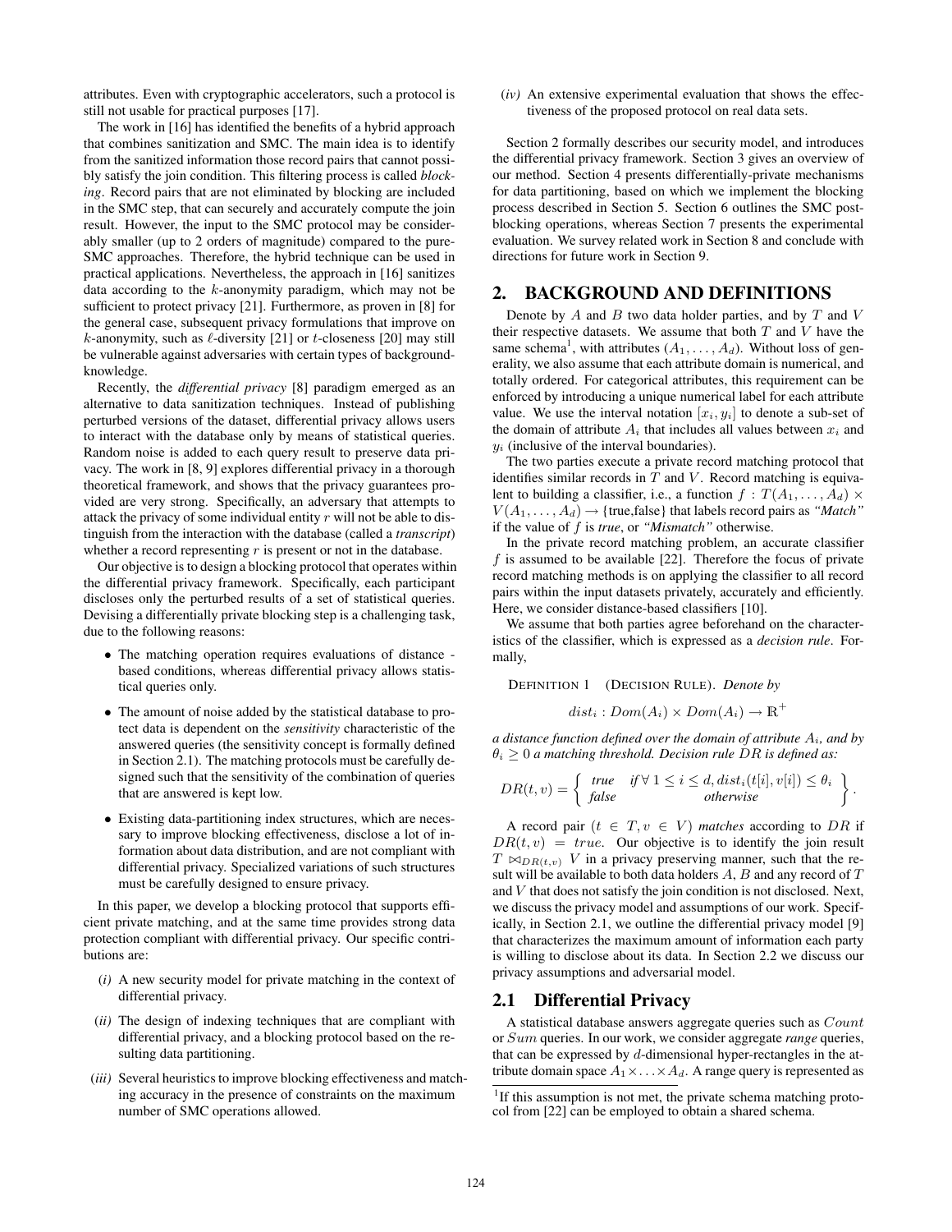attributes. Even with cryptographic accelerators, such a protocol is still not usable for practical purposes [17].

The work in [16] has identified the benefits of a hybrid approach that combines sanitization and SMC. The main idea is to identify from the sanitized information those record pairs that cannot possibly satisfy the join condition. This filtering process is called *blocking*. Record pairs that are not eliminated by blocking are included in the SMC step, that can securely and accurately compute the join result. However, the input to the SMC protocol may be considerably smaller (up to 2 orders of magnitude) compared to the pure-SMC approaches. Therefore, the hybrid technique can be used in practical applications. Nevertheless, the approach in [16] sanitizes data according to the $k$-anonymity paradigm, which may not be sufficient to protect privacy [21]. Furthermore, as proven in [8] for the general case, subsequent privacy formulations that improve on $k$-anonymity, such as $\ell$-diversity [21] or $t$-closeness [20] may still be vulnerable against adversaries with certain types of background-knowledge.

Recently, the *differential privacy* [8] paradigm emerged as an alternative to data sanitization techniques. Instead of publishing perturbed versions of the dataset, differential privacy allows users to interact with the database only by means of statistical queries. Random noise is added to each query result to preserve data privacy. The work in [8, 9] explores differential privacy in a thorough theoretical framework, and shows that the privacy guarantees provided are very strong. Specifically, an adversary that attempts to attack the privacy of some individual entity $r$ will not be able to distinguish from the interaction with the database (called a *transcript*) whether a record representing $r$ is present or not in the database.

Our objective is to design a blocking protocol that operates within the differential privacy framework. Specifically, each participant discloses only the perturbed results of a set of statistical queries. Devising a differentially private blocking step is a challenging task, due to the following reasons:

- The matching operation requires evaluations of distance - based conditions, whereas differential privacy allows statistical queries only.
- The amount of noise added by the statistical database to protect data is dependent on the *sensitivity* characteristic of the answered queries (the sensitivity concept is formally defined in Section 2.1). The matching protocols must be carefully designed such that the sensitivity of the combination of queries that are answered is kept low.
- Existing data-partitioning index structures, which are necessary to improve blocking effectiveness, disclose a lot of information about data distribution, and are not compliant with differential privacy. Specialized variations of such structures must be carefully designed to ensure privacy.

In this paper, we develop a blocking protocol that supports efficient private matching, and at the same time provides strong data protection compliant with differential privacy. Our specific contributions are:

*(i)* A new security model for private matching in the context of differential privacy.

*(ii)* The design of indexing techniques that are compliant with differential privacy, and a blocking protocol based on the resulting data partitioning.

*(iii)* Several heuristics to improve blocking effectiveness and matching accuracy in the presence of constraints on the maximum number of SMC operations allowed.

*(iv)* An extensive experimental evaluation that shows the effectiveness of the proposed protocol on real data sets.

Section 2 formally describes our security model, and introduces the differential privacy framework. Section 3 gives an overview of our method. Section 4 presents differentially-private mechanisms for data partitioning, based on which we implement the blocking process described in Section 5. Section 6 outlines the SMC post-blocking operations, whereas Section 7 presents the experimental evaluation. We survey related work in Section 8 and conclude with directions for future work in Section 9.

## 2. BACKGROUND AND DEFINITIONS

Denote by $A$ and $B$ two data holder parties, and by $T$ and $V$ their respective datasets. We assume that both $T$ and $V$ have the same schema[1], with attributes $(A_1, \ldots, A_d)$. Without loss of generality, we also assume that each attribute domain is numerical, and totally ordered. For categorical attributes, this requirement can be enforced by introducing a unique numerical label for each attribute value. We use the interval notation $[x_i, y_i]$ to denote a sub-set of the domain of attribute $A_i$ that includes all values between $x_i$ and $y_i$ (inclusive of the interval boundaries).

The two parties execute a private record matching protocol that identifies similar records in $T$ and $V$. Record matching is equivalent to building a classifier, i.e., a function $f : T(A_1, \ldots, A_d) \times V(A_1, \ldots, A_d) \rightarrow$ {true,false} that labels record pairs as *"Match"* if the value of $f$ is *true*, or *"Mismatch"* otherwise.

In the private record matching problem, an accurate classifier $f$ is assumed to be available [22]. Therefore the focus of private record matching methods is on applying the classifier to all record pairs within the input datasets privately, accurately and efficiently. Here, we consider distance-based classifiers [10].

We assume that both parties agree beforehand on the characteristics of the classifier, which is expressed as a *decision rule*. Formally,

DEFINITION 1 (DECISION RULE). *Denote by*

$$dist_i : Dom(A_i) \times Dom(A_i) \rightarrow \mathbb{R}^+$$

*a distance function defined over the domain of attribute $A_i$, and by $\theta_i \geq 0$ a matching threshold. Decision rule $DR$ is defined as:*

$$DR(t, v) = \left\{ \begin{array}{ll} \textit{true} & \textit{if } \forall\, 1 \leq i \leq d, dist_i(t[i], v[i]) \leq \theta_i \\ \textit{false} & \textit{otherwise} \end{array} \right\}.$$

A record pair $(t \in T, v \in V)$ *matches* according to $DR$ if $DR(t, v) = true$. Our objective is to identify the join result $T \bowtie_{DR(t,v)} V$ in a privacy preserving manner, such that the result will be available to both data holders $A$, $B$ and any record of $T$ and $V$ that does not satisfy the join condition is not disclosed. Next, we discuss the privacy model and assumptions of our work. Specifically, in Section 2.1, we outline the differential privacy model [9] that characterizes the maximum amount of information each party is willing to disclose about its data. In Section 2.2 we discuss our privacy assumptions and adversarial model.

### 2.1 Differential Privacy

A statistical database answers aggregate queries such as $Count$ or $Sum$ queries. In our work, we consider aggregate *range* queries, that can be expressed by $d$-dimensional hyper-rectangles in the attribute domain space $A_1 \times \ldots \times A_d$. A range query is represented as

[1] If this assumption is not met, the private schema matching protocol from [22] can be employed to obtain a shared schema.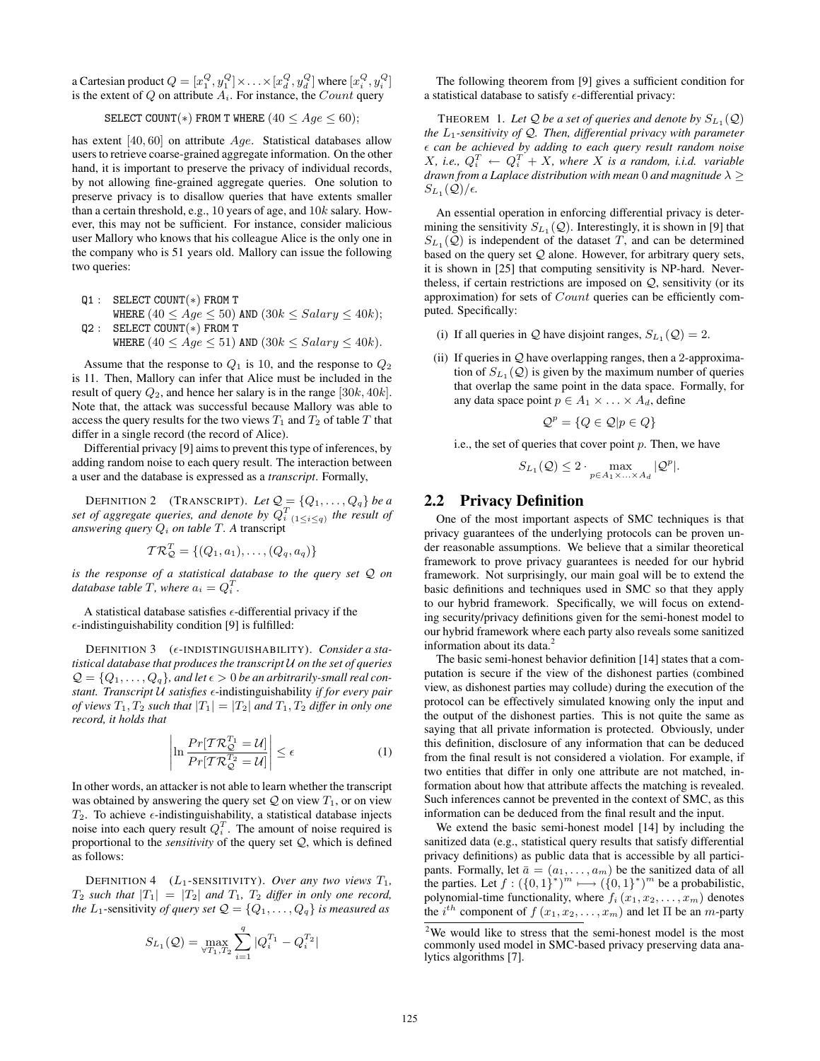a Cartesian product $Q = [x_1^Q, y_1^Q] \times \ldots \times [x_d^Q, y_d^Q]$ where $[x_i^Q, y_i^Q]$ is the extent of $Q$ on attribute $A_i$. For instance, the $Count$ query

```
SELECT COUNT(*) FROM T WHERE (40 ≤ Age ≤ 60);
```

has extent $[40, 60]$ on attribute $Age$. Statistical databases allow users to retrieve coarse-grained aggregate information. On the other hand, it is important to preserve the privacy of individual records, by not allowing fine-grained aggregate queries. One solution to preserve privacy is to disallow queries that have extents smaller than a certain threshold, e.g., 10 years of age, and $10k$ salary. However, this may not be sufficient. For instance, consider malicious user Mallory who knows that his colleague Alice is the only one in the company who is 51 years old. Mallory can issue the following two queries:

```
Q1 : SELECT COUNT(*) FROM T
     WHERE (40 ≤ Age ≤ 50) AND (30k ≤ Salary ≤ 40k);
Q2 : SELECT COUNT(*) FROM T
     WHERE (40 ≤ Age ≤ 51) AND (30k ≤ Salary ≤ 40k).
```

Assume that the response to $Q_1$ is 10, and the response to $Q_2$ is 11. Then, Mallory can infer that Alice must be included in the result of query $Q_2$, and hence her salary is in the range $[30k, 40k]$. Note that, the attack was successful because Mallory was able to access the query results for the two views $T_1$ and $T_2$ of table $T$ that differ in a single record (the record of Alice).

Differential privacy [9] aims to prevent this type of inferences, by adding random noise to each query result. The interaction between a user and the database is expressed as a *transcript*. Formally,

DEFINITION 2 (TRANSCRIPT). *Let $\mathcal{Q} = \{Q_1, \ldots, Q_q\}$ be a set of aggregate queries, and denote by $Q_i^T{}_{(1 \le i \le q)}$ the result of answering query $Q_i$ on table $T$. A* transcript

$$\mathcal{TR}_{\mathcal{Q}}^T = \{(Q_1, a_1), \ldots, (Q_q, a_q)\}$$

*is the response of a statistical database to the query set $\mathcal{Q}$ on database table $T$, where $a_i = Q_i^T$.*

A statistical database satisfies $\epsilon$-differential privacy if the $\epsilon$-indistinguishability condition [9] is fulfilled:

DEFINITION 3 ($\epsilon$-INDISTINGUISHABILITY). *Consider a statistical database that produces the transcript $\mathcal{U}$ on the set of queries $\mathcal{Q} = \{Q_1, \ldots, Q_q\}$, and let $\epsilon > 0$ be an arbitrarily-small real constant. Transcript $\mathcal{U}$ satisfies $\epsilon$-*indistinguishability *if for every pair of views $T_1, T_2$ such that $|T_1| = |T_2|$ and $T_1, T_2$ differ in only one record, it holds that*

$$\left| \ln \frac{Pr[\mathcal{TR}_{\mathcal{Q}}^{T_1} = \mathcal{U}]}{Pr[\mathcal{TR}_{\mathcal{Q}}^{T_2} = \mathcal{U}]} \right| \le \epsilon \tag{1}$$

In other words, an attacker is not able to learn whether the transcript was obtained by answering the query set $\mathcal{Q}$ on view $T_1$, or on view $T_2$. To achieve $\epsilon$-indistinguishability, a statistical database injects noise into each query result $Q_i^T$. The amount of noise required is proportional to the *sensitivity* of the query set $\mathcal{Q}$, which is defined as follows:

DEFINITION 4 ($L_1$-SENSITIVITY). *Over any two views $T_1$, $T_2$ such that $|T_1| = |T_2|$ and $T_1$, $T_2$ differ in only one record, the $L_1$-sensitivity of query set $\mathcal{Q} = \{Q_1, \ldots, Q_q\}$ is measured as*

$$S_{L_1}(\mathcal{Q}) = \max_{\forall T_1, T_2} \sum_{i=1}^{q} |Q_i^{T_1} - Q_i^{T_2}|$$

The following theorem from [9] gives a sufficient condition for a statistical database to satisfy $\epsilon$-differential privacy:

THEOREM 1. *Let $\mathcal{Q}$ be a set of queries and denote by $S_{L_1}(\mathcal{Q})$ the $L_1$-sensitivity of $\mathcal{Q}$. Then, differential privacy with parameter $\epsilon$ can be achieved by adding to each query result random noise $X$, i.e., $Q_i^T \leftarrow Q_i^T + X$, where $X$ is a random, i.i.d. variable drawn from a Laplace distribution with mean 0 and magnitude $\lambda \ge S_{L_1}(\mathcal{Q})/\epsilon$.*

An essential operation in enforcing differential privacy is determining the sensitivity $S_{L_1}(\mathcal{Q})$. Interestingly, it is shown in [9] that $S_{L_1}(\mathcal{Q})$ is independent of the dataset $T$, and can be determined based on the query set $\mathcal{Q}$ alone. However, for arbitrary query sets, it is shown in [25] that computing sensitivity is NP-hard. Nevertheless, if certain restrictions are imposed on $\mathcal{Q}$, sensitivity (or its approximation) for sets of $Count$ queries can be efficiently computed. Specifically:

(i) If all queries in $\mathcal{Q}$ have disjoint ranges, $S_{L_1}(\mathcal{Q}) = 2$.

(ii) If queries in $\mathcal{Q}$ have overlapping ranges, then a 2-approximation of $S_{L_1}(\mathcal{Q})$ is given by the maximum number of queries that overlap the same point in the data space. Formally, for any data space point $p \in A_1 \times \ldots \times A_d$, define

$$\mathcal{Q}^p = \{Q \in \mathcal{Q} | p \in Q\}$$

i.e., the set of queries that cover point $p$. Then, we have

$$S_{L_1}(\mathcal{Q}) \le 2 \cdot \max_{p \in A_1 \times \ldots \times A_d} |\mathcal{Q}^p|.$$

## 2.2 Privacy Definition

One of the most important aspects of SMC techniques is that privacy guarantees of the underlying protocols can be proven under reasonable assumptions. We believe that a similar theoretical framework to prove privacy guarantees is needed for our hybrid framework. Not surprisingly, our main goal will be to extend the basic definitions and techniques used in SMC so that they apply to our hybrid framework. Specifically, we will focus on extending security/privacy definitions given for the semi-honest model to our hybrid framework where each party also reveals some sanitized information about its data.[2]

The basic semi-honest behavior definition [14] states that a computation is secure if the view of the dishonest parties (combined view, as dishonest parties may collude) during the execution of the protocol can be effectively simulated knowing only the input and the output of the dishonest parties. This is not quite the same as saying that all private information is protected. Obviously, under this definition, disclosure of any information that can be deduced from the final result is not considered a violation. For example, if two entities that differ in only one attribute are not matched, information about how that attribute affects the matching is revealed. Such inferences cannot be prevented in the context of SMC, as this information can be deduced from the final result and the input.

We extend the basic semi-honest model [14] by including the sanitized data (e.g., statistical query results that satisfy differential privacy definitions) as public data that is accessible by all participants. Formally, let $\bar{a} = (a_1, \ldots, a_m)$ be the sanitized data of all the parties. Let $f : (\{0,1\}^*)^m \longmapsto (\{0,1\}^*)^m$ be a probabilistic, polynomial-time functionality, where $f_i(x_1, x_2, \ldots, x_m)$ denotes the $i^{th}$ component of $f(x_1, x_2, \ldots, x_m)$ and let $\Pi$ be an $m$-party

[2] We would like to stress that the semi-honest model is the most commonly used model in SMC-based privacy preserving data analytics algorithms [7].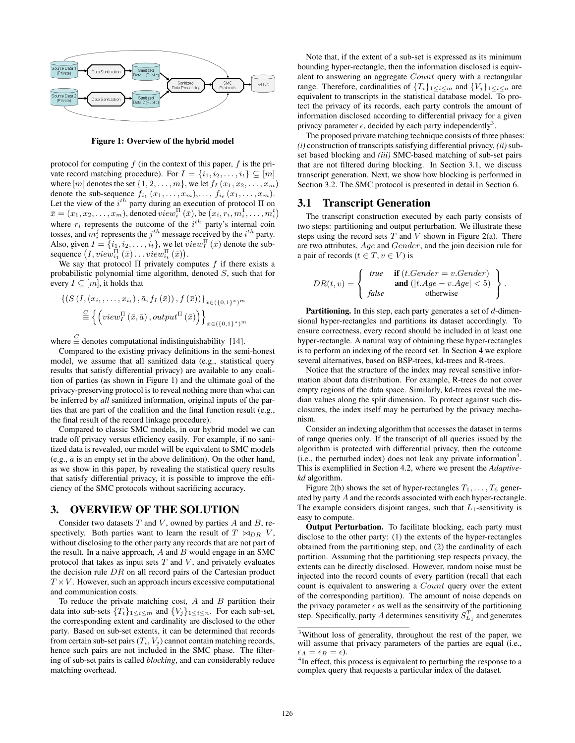Figure 1: Overview of the hybrid model

protocol for computing $f$ (in the context of this paper, $f$ is the private record matching procedure). For $I = \{i_1, i_2, \ldots, i_t\} \subseteq [m]$ where $[m]$ denotes the set $\{1, 2, \ldots, m\}$, we let $f_I(x_1, x_2, \ldots, x_m)$ denote the sub-sequence $f_{i_1}(x_1, \ldots, x_m), \ldots, f_{i_t}(x_1, \ldots, x_m)$. Let the view of the $i^{th}$ party during an execution of protocol $\Pi$ on $\bar{x} = (x_1, x_2, \ldots, x_m)$, denoted $view_i^{\Pi}(\bar{x})$, be $(x_i, r_i, m_i^1, \ldots, m_i^t)$ where $r_i$ represents the outcome of the $i^{th}$ party's internal coin tosses, and $m_i^j$ represents the $j^{th}$ message received by the $i^{th}$ party. Also, given $I = \{i_1, i_2, \ldots, i_t\}$, we let $view_I^{\Pi}(\bar{x})$ denote the sub-sequence $(I, view_{i_1}^{\Pi}(\bar{x}) \ldots view_{i_t}^{\Pi}(\bar{x}))$.

We say that protocol $\Pi$ privately computes $f$ if there exists a probabilistic polynomial time algorithm, denoted $S$, such that for every $I \subseteq [m]$, it holds that

$$\{(S(I, (x_{i_1}, \ldots, x_{i_t}), \bar{a}, f_I(\bar{x})), f(\bar{x}))\}_{\bar{x} \in (\{0,1\}^*)^m} \stackrel{C}{\equiv} \left\{ \left( view_I^{\Pi}(\bar{x}, \bar{a}), output^{\Pi}(\bar{x}) \right) \right\}_{\bar{x} \in (\{0,1\}^*)^m}$$

where $\stackrel{C}{\equiv}$ denotes computational indistinguishability [14].

Compared to the existing privacy definitions in the semi-honest model, we assume that all sanitized data (e.g., statistical query results that satisfy differential privacy) are available to any coalition of parties (as shown in Figure 1) and the ultimate goal of the privacy-preserving protocol is to reveal nothing more than what can be inferred by *all* sanitized information, original inputs of the parties that are part of the coalition and the final function result (e.g., the final result of the record linkage procedure).

Compared to classic SMC models, in our hybrid model we can trade off privacy versus efficiency easily. For example, if no sanitized data is revealed, our model will be equivalent to SMC models (e.g., $\bar{a}$ is an empty set in the above definition). On the other hand, as we show in this paper, by revealing the statistical query results that satisfy differential privacy, it is possible to improve the efficiency of the SMC protocols without sacrificing accuracy.

## 3. OVERVIEW OF THE SOLUTION

Consider two datasets $T$ and $V$, owned by parties $A$ and $B$, respectively. Both parties want to learn the result of $T \bowtie_{DR} V$, without disclosing to the other party any records that are not part of the result. In a naive approach, $A$ and $B$ would engage in an SMC protocol that takes as input sets $T$ and $V$, and privately evaluates the decision rule $DR$ on all record pairs of the Cartesian product $T \times V$. However, such an approach incurs excessive computational and communication costs.

To reduce the private matching cost, $A$ and $B$ partition their data into sub-sets $\{T_i\}_{1 \leq i \leq m}$ and $\{V_j\}_{1 \leq i \leq n}$. For each sub-set, the corresponding extent and cardinality are disclosed to the other party. Based on sub-set extents, it can be determined that records from certain sub-set pairs $(T_i, V_j)$ cannot contain matching records, hence such pairs are not included in the SMC phase. The filtering of sub-set pairs is called *blocking*, and can considerably reduce matching overhead.

Note that, if the extent of a sub-set is expressed as its minimum bounding hyper-rectangle, then the information disclosed is equivalent to answering an aggregate $Count$ query with a rectangular range. Therefore, cardinalities of $\{T_i\}_{1 \leq i \leq m}$ and $\{V_j\}_{1 \leq i \leq n}$ are equivalent to transcripts in the statistical database model. To protect the privacy of its records, each party controls the amount of information disclosed according to differential privacy for a given privacy parameter $\epsilon$, decided by each party independently[3].

The proposed private matching technique consists of three phases: *(i)* construction of transcripts satisfying differential privacy, *(ii)* sub-set based blocking and *(iii)* SMC-based matching of sub-set pairs that are not filtered during blocking. In Section 3.1, we discuss transcript generation. Next, we show how blocking is performed in Section 3.2. The SMC protocol is presented in detail in Section 6.

### 3.1 Transcript Generation

The transcript construction executed by each party consists of two steps: partitioning and output perturbation. We illustrate these steps using the record sets $T$ and $V$ shown in Figure 2(a). There are two attributes, $Age$ and $Gender$, and the join decision rule for a pair of records $(t \in T, v \in V)$ is

$$DR(t, v) = \left\{ \begin{array}{ll} true & \textbf{if } (t.Gender = v.Gender) \\ & \textbf{and } (|t.Age - v.Age| < 5) \\ false & \text{otherwise} \end{array} \right\}.$$

**Partitioning.** In this step, each party generates a set of $d$-dimensional hyper-rectangles and partitions its dataset accordingly. To ensure correctness, every record should be included in at least one hyper-rectangle. A natural way of obtaining these hyper-rectangles is to perform an indexing of the record set. In Section 4 we explore several alternatives, based on BSP-trees, kd-trees and R-trees.

Notice that the structure of the index may reveal sensitive information about data distribution. For example, R-trees do not cover empty regions of the data space. Similarly, kd-trees reveal the median values along the split dimension. To protect against such disclosures, the index itself may be perturbed by the privacy mechanism.

Consider an indexing algorithm that accesses the dataset in terms of range queries only. If the transcript of all queries issued by the algorithm is protected with differential privacy, then the outcome (i.e., the perturbed index) does not leak any private information[4]. This is exemplified in Section 4.2, where we present the *Adaptive-kd* algorithm.

Figure 2(b) shows the set of hyper-rectangles $T_1, \ldots, T_6$ generated by party $A$ and the records associated with each hyper-rectangle. The example considers disjoint ranges, such that $L_1$-sensitivity is easy to compute.

**Output Perturbation.** To facilitate blocking, each party must disclose to the other party: (1) the extents of the hyper-rectangles obtained from the partitioning step, and (2) the cardinality of each partition. Assuming that the partitioning step respects privacy, the extents can be directly disclosed. However, random noise must be injected into the record counts of every partition (recall that each count is equivalent to answering a $Count$ query over the extent of the corresponding partition). The amount of noise depends on the privacy parameter $\epsilon$ as well as the sensitivity of the partitioning step. Specifically, party $A$ determines sensitivity $S_{L_1}^T$ and generates

[3]Without loss of generality, throughout the rest of the paper, we will assume that privacy parameters of the parties are equal (i.e., $\epsilon_A = \epsilon_B = \epsilon$).

[4]In effect, this process is equivalent to perturbing the response to a complex query that requests a particular index of the dataset.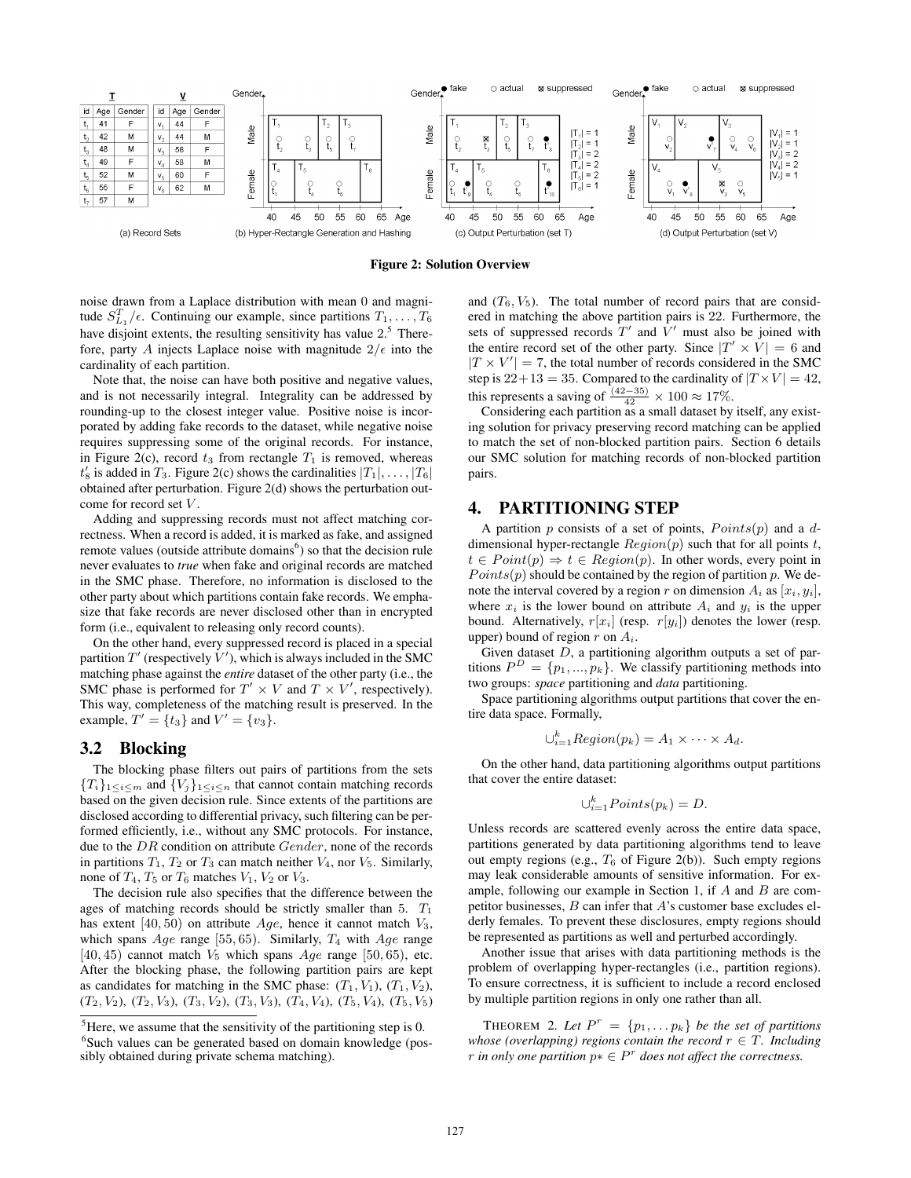| id | Age | Gender |
|---|---|---|
| $t_1$ | 41 | F |
| $t_2$ | 42 | M |
| $t_3$ | 48 | M |
| $t_4$ | 49 | F |
| $t_5$ | 52 | M |
| $t_6$ | 55 | F |
| $t_7$ | 57 | M |

| id | Age | Gender |
|---|---|---|
| $v_1$ | 44 | F |
| $v_2$ | 44 | M |
| $v_3$ | 56 | F |
| $v_4$ | 58 | M |
| $v_5$ | 60 | F |
| $v_6$ | 62 | M |

(a) Record Sets (b) Hyper-Rectangle Generation and Hashing (c) Output Perturbation (set T) (d) Output Perturbation (set V)

**Figure 2: Solution Overview**

noise drawn from a Laplace distribution with mean 0 and magnitude $S^T_{L_1}/\epsilon$. Continuing our example, since partitions $T_1, \ldots, T_6$ have disjoint extents, the resulting sensitivity has value 2.[5] Therefore, party $A$ injects Laplace noise with magnitude $2/\epsilon$ into the cardinality of each partition.

Note that, the noise can have both positive and negative values, and is not necessarily integral. Integrality can be addressed by rounding-up to the closest integer value. Positive noise is incorporated by adding fake records to the dataset, while negative noise requires suppressing some of the original records. For instance, in Figure 2(c), record $t_3$ from rectangle $T_1$ is removed, whereas $t'_8$ is added in $T_3$. Figure 2(c) shows the cardinalities $|T_1|, \ldots, |T_6|$ obtained after perturbation. Figure 2(d) shows the perturbation outcome for record set $V$.

Adding and suppressing records must not affect matching correctness. When a record is added, it is marked as fake, and assigned remote values (outside attribute domains[6]) so that the decision rule never evaluates to *true* when fake and original records are matched in the SMC phase. Therefore, no information is disclosed to the other party about which partitions contain fake records. We emphasize that fake records are never disclosed other than in encrypted form (i.e., equivalent to releasing only record counts).

On the other hand, every suppressed record is placed in a special partition $T'$ (respectively $V'$), which is always included in the SMC matching phase against the *entire* dataset of the other party (i.e., the SMC phase is performed for $T' \times V$ and $T \times V'$, respectively). This way, completeness of the matching result is preserved. In the example, $T' = \{t_3\}$ and $V' = \{v_3\}$.

## 3.2 Blocking

The blocking phase filters out pairs of partitions from the sets $\{T_i\}_{1 \leq i \leq m}$ and $\{V_j\}_{1 \leq i \leq n}$ that cannot contain matching records based on the given decision rule. Since extents of the partitions are disclosed according to differential privacy, such filtering can be performed efficiently, i.e., without any SMC protocols. For instance, due to the $DR$ condition on attribute $Gender$, none of the records in partitions $T_1$, $T_2$ or $T_3$ can match neither $V_4$, nor $V_5$. Similarly, none of $T_4$, $T_5$ or $T_6$ matches $V_1$, $V_2$ or $V_3$.

The decision rule also specifies that the difference between the ages of matching records should be strictly smaller than 5. $T_1$ has extent $[40, 50)$ on attribute $Age$, hence it cannot match $V_3$, which spans $Age$ range $[55, 65)$. Similarly, $T_4$ with $Age$ range $[40, 45)$ cannot match $V_5$ which spans $Age$ range $[50, 65)$, etc. After the blocking phase, the following partition pairs are kept as candidates for matching in the SMC phase: $(T_1, V_1)$, $(T_1, V_2)$, $(T_2, V_2)$, $(T_2, V_3)$, $(T_3, V_2)$, $(T_3, V_3)$, $(T_4, V_4)$, $(T_5, V_4)$, $(T_5, V_5)$ and $(T_6, V_5)$. The total number of record pairs that are considered in matching the above partition pairs is 22. Furthermore, the sets of suppressed records $T'$ and $V'$ must also be joined with the entire record set of the other party. Since $|T' \times V| = 6$ and $|T \times V'| = 7$, the total number of records considered in the SMC step is $22+13 = 35$. Compared to the cardinality of $|T \times V| = 42$, this represents a saving of $\frac{(42-35)}{42} \times 100 \approx 17\%$.

Considering each partition as a small dataset by itself, any existing solution for privacy preserving record matching can be applied to match the set of non-blocked partition pairs. Section 6 details our SMC solution for matching records of non-blocked partition pairs.

# 4. PARTITIONING STEP

A partition $p$ consists of a set of points, $Points(p)$ and a $d$-dimensional hyper-rectangle $Region(p)$ such that for all points $t$, $t \in Point(p) \Rightarrow t \in Region(p)$. In other words, every point in $Points(p)$ should be contained by the region of partition $p$. We denote the interval covered by a region $r$ on dimension $A_i$ as $[x_i, y_i]$, where $x_i$ is the lower bound on attribute $A_i$ and $y_i$ is the upper bound. Alternatively, $r[x_i]$ (resp. $r[y_i]$) denotes the lower (resp. upper) bound of region $r$ on $A_i$.

Given dataset $D$, a partitioning algorithm outputs a set of partitions $P^D = \{p_1, ..., p_k\}$. We classify partitioning methods into two groups: *space* partitioning and *data* partitioning.

Space partitioning algorithms output partitions that cover the entire data space. Formally,

$$\cup_{i=1}^{k} Region(p_k) = A_1 \times \cdots \times A_d.$$

On the other hand, data partitioning algorithms output partitions that cover the entire dataset:

$$\cup_{i=1}^{k} Points(p_k) = D.$$

Unless records are scattered evenly across the entire data space, partitions generated by data partitioning algorithms tend to leave out empty regions (e.g., $T_6$ of Figure 2(b)). Such empty regions may leak considerable amounts of sensitive information. For example, following our example in Section 1, if $A$ and $B$ are competitor businesses, $B$ can infer that $A$'s customer base excludes elderly females. To prevent these disclosures, empty regions should be represented as partitions as well and perturbed accordingly.

Another issue that arises with data partitioning methods is the problem of overlapping hyper-rectangles (i.e., partition regions). To ensure correctness, it is sufficient to include a record enclosed by multiple partition regions in only one rather than all.

THEOREM 2. *Let $P^r = \{p_1, \ldots p_k\}$ be the set of partitions whose (overlapping) regions contain the record $r \in T$. Including $r$ in only one partition $p* \in P^r$ does not affect the correctness.*

[5] Here, we assume that the sensitivity of the partitioning step is 0.

[6] Such values can be generated based on domain knowledge (possibly obtained during private schema matching).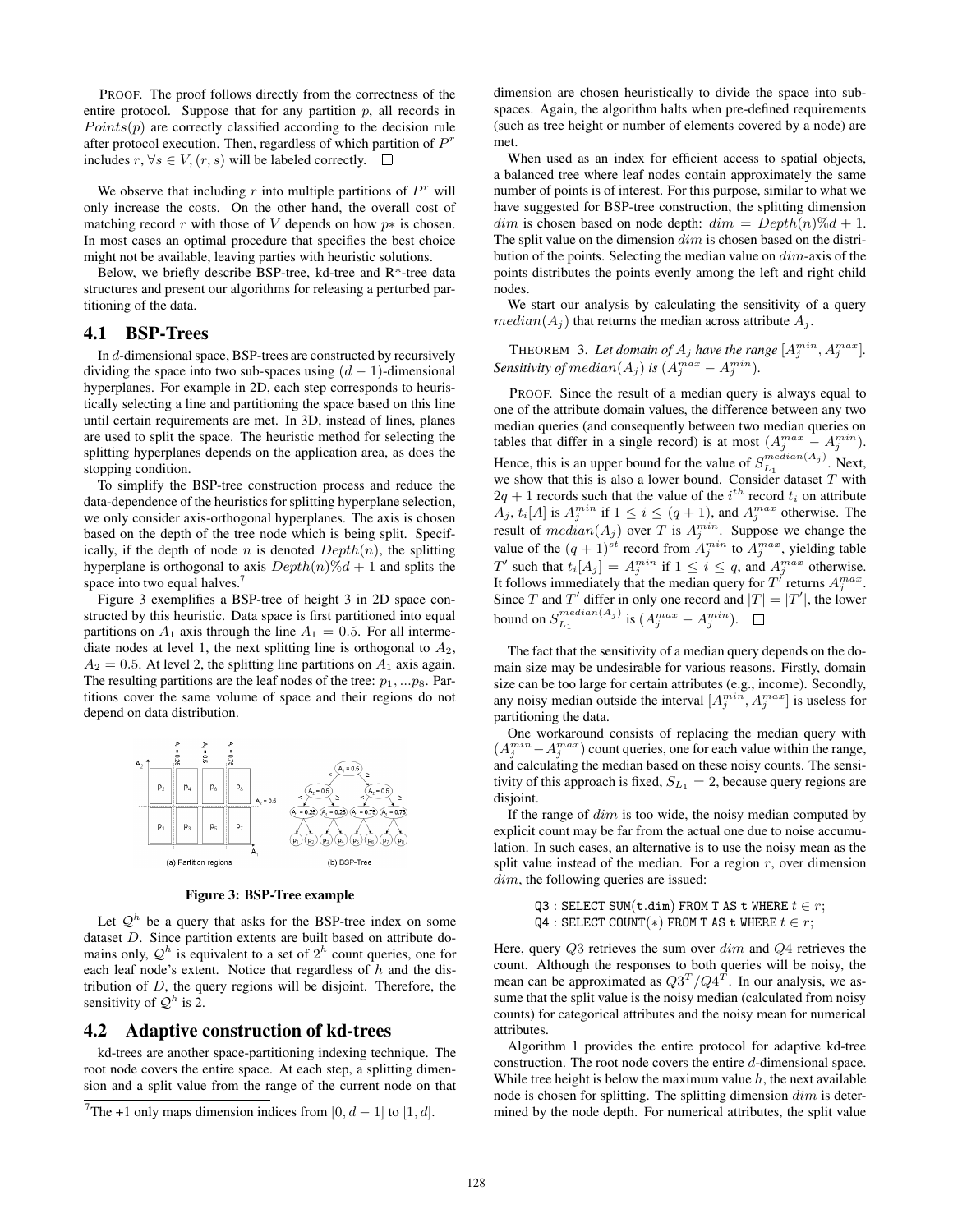PROOF. The proof follows directly from the correctness of the entire protocol. Suppose that for any partition $p$, all records in $Points(p)$ are correctly classified according to the decision rule after protocol execution. Then, regardless of which partition of $P^r$ includes $r$, $\forall s \in V, (r, s)$ will be labeled correctly. □

We observe that including $r$ into multiple partitions of $P^r$ will only increase the costs. On the other hand, the overall cost of matching record $r$ with those of $V$ depends on how $p*$ is chosen. In most cases an optimal procedure that specifies the best choice might not be available, leaving parties with heuristic solutions.

Below, we briefly describe BSP-tree, kd-tree and R*-tree data structures and present our algorithms for releasing a perturbed partitioning of the data.

## 4.1 BSP-Trees

In $d$-dimensional space, BSP-trees are constructed by recursively dividing the space into two sub-spaces using $(d-1)$-dimensional hyperplanes. For example in 2D, each step corresponds to heuristically selecting a line and partitioning the space based on this line until certain requirements are met. In 3D, instead of lines, planes are used to split the space. The heuristic method for selecting the splitting hyperplanes depends on the application area, as does the stopping condition.

To simplify the BSP-tree construction process and reduce the data-dependence of the heuristics for splitting hyperplane selection, we only consider axis-orthogonal hyperplanes. The axis is chosen based on the depth of the tree node which is being split. Specifically, if the depth of node $n$ is denoted $Depth(n)$, the splitting hyperplane is orthogonal to axis $Depth(n)\%d + 1$ and splits the space into two equal halves.[7]

Figure 3 exemplifies a BSP-tree of height 3 in 2D space constructed by this heuristic. Data space is first partitioned into equal partitions on $A_1$ axis through the line $A_1 = 0.5$. For all intermediate nodes at level 1, the next splitting line is orthogonal to $A_2$, $A_2 = 0.5$. At level 2, the splitting line partitions on $A_1$ axis again. The resulting partitions are the leaf nodes of the tree: $p_1, ...p_8$. Partitions cover the same volume of space and their regions do not depend on data distribution.

(a) Partition regions (b) BSP-Tree

**Figure 3: BSP-Tree example**

Let $\mathcal{Q}^h$ be a query that asks for the BSP-tree index on some dataset $D$. Since partition extents are built based on attribute domains only, $\mathcal{Q}^h$ is equivalent to a set of $2^h$ count queries, one for each leaf node's extent. Notice that regardless of $h$ and the distribution of $D$, the query regions will be disjoint. Therefore, the sensitivity of $\mathcal{Q}^h$ is 2.

## 4.2 Adaptive construction of kd-trees

kd-trees are another space-partitioning indexing technique. The root node covers the entire space. At each step, a splitting dimension and a split value from the range of the current node on that dimension are chosen heuristically to divide the space into subspaces. Again, the algorithm halts when pre-defined requirements (such as tree height or number of elements covered by a node) are met.

When used as an index for efficient access to spatial objects, a balanced tree where leaf nodes contain approximately the same number of points is of interest. For this purpose, similar to what we have suggested for BSP-tree construction, the splitting dimension $dim$ is chosen based on node depth: $dim = Depth(n)\%d + 1$. The split value on the dimension $dim$ is chosen based on the distribution of the points. Selecting the median value on $dim$-axis of the points distributes the points evenly among the left and right child nodes.

We start our analysis by calculating the sensitivity of a query $median(A_j)$ that returns the median across attribute $A_j$.

THEOREM 3. *Let domain of $A_j$ have the range $[A_j^{min}, A_j^{max}]$. Sensitivity of $median(A_j)$ is $(A_j^{max} - A_j^{min})$.*

PROOF. Since the result of a median query is always equal to one of the attribute domain values, the difference between any two median queries (and consequently between two median queries on tables that differ in a single record) is at most $(A_j^{max} - A_j^{min})$. Hence, this is an upper bound for the value of $S_{L_1}^{median(A_j)}$. Next, we show that this is also a lower bound. Consider dataset $T$ with $2q + 1$ records such that the value of the $i^{th}$ record $t_i$ on attribute $A_j$, $t_i[A]$ is $A_j^{min}$ if $1 \leq i \leq (q + 1)$, and $A_j^{max}$ otherwise. The result of $median(A_j)$ over $T$ is $A_j^{min}$. Suppose we change the value of the $(q + 1)^{st}$ record from $A_j^{min}$ to $A_j^{max}$, yielding table $T'$ such that $t_i[A_j] = A_j^{min}$ if $1 \leq i \leq q$, and $A_j^{max}$ otherwise. It follows immediately that the median query for $T'$ returns $A_j^{max}$. Since $T$ and $T'$ differ in only one record and $|T| = |T'|$, the lower bound on $S_{L_1}^{median(A_j)}$ is $(A_j^{max} - A_j^{min})$. □

The fact that the sensitivity of a median query depends on the domain size may be undesirable for various reasons. Firstly, domain size can be too large for certain attributes (e.g., income). Secondly, any noisy median outside the interval $[A_j^{min}, A_j^{max}]$ is useless for partitioning the data.

One workaround consists of replacing the median query with $(A_j^{min} - A_j^{max})$ count queries, one for each value within the range, and calculating the median based on these noisy counts. The sensitivity of this approach is fixed, $S_{L_1} = 2$, because query regions are disjoint.

If the range of $dim$ is too wide, the noisy median computed by explicit count may be far from the actual one due to noise accumulation. In such cases, an alternative is to use the noisy mean as the split value instead of the median. For a region $r$, over dimension $dim$, the following queries are issued:

```
Q3 : SELECT SUM(t.dim) FROM T AS t WHERE t ∈ r;
Q4 : SELECT COUNT(*) FROM T AS t WHERE t ∈ r;
```

Here, query $Q3$ retrieves the sum over $dim$ and $Q4$ retrieves the count. Although the responses to both queries will be noisy, the mean can be approximated as $Q3^T/Q4^T$. In our analysis, we assume that the split value is the noisy median (calculated from noisy counts) for categorical attributes and the noisy mean for numerical attributes.

Algorithm 1 provides the entire protocol for adaptive kd-tree construction. The root node covers the entire $d$-dimensional space. While tree height is below the maximum value $h$, the next available node is chosen for splitting. The splitting dimension $dim$ is determined by the node depth. For numerical attributes, the split value

[7] The +1 only maps dimension indices from $[0, d-1]$ to $[1, d]$.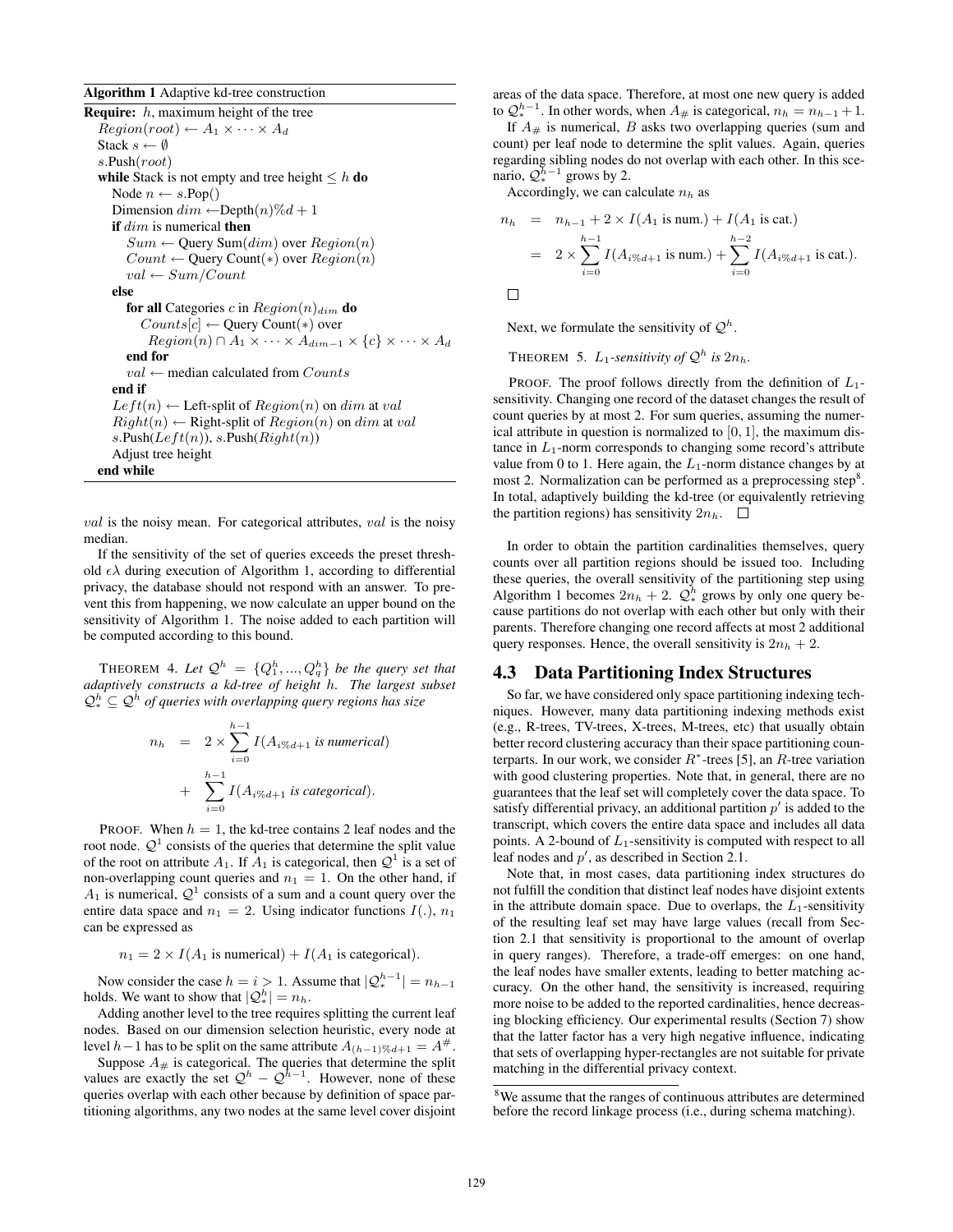**Algorithm 1** Adaptive kd-tree construction

```
Require: h, maximum height of the tree
  Region(root) ← A_1 × ··· × A_d
  Stack s ← ∅
  s.Push(root)
  while Stack is not empty and tree height ≤ h do
    Node n ← s.Pop()
    Dimension dim ← Depth(n)%d + 1
    if dim is numerical then
      Sum ← Query Sum(dim) over Region(n)
      Count ← Query Count(*) over Region(n)
      val ← Sum/Count
    else
      for all Categories c in Region(n)_dim do
        Counts[c] ← Query Count(*) over
          Region(n) ∩ A_1 × ··· × A_{dim−1} × {c} × ··· × A_d
      end for
      val ← median calculated from Counts
    end if
    Left(n) ← Left-split of Region(n) on dim at val
    Right(n) ← Right-split of Region(n) on dim at val
    s.Push(Left(n)), s.Push(Right(n))
    Adjust tree height
  end while
```

$val$ is the noisy mean. For categorical attributes, $val$ is the noisy median.

If the sensitivity of the set of queries exceeds the preset threshold $\epsilon\lambda$ during execution of Algorithm 1, according to differential privacy, the database should not respond with an answer. To prevent this from happening, we now calculate an upper bound on the sensitivity of Algorithm 1. The noise added to each partition will be computed according to this bound.

THEOREM 4. *Let $\mathcal{Q}^h = \{Q_1^h, ..., Q_q^h\}$ be the query set that adaptively constructs a kd-tree of height $h$. The largest subset $\mathcal{Q}_*^h \subseteq \mathcal{Q}^h$ of queries with overlapping query regions has size*

$$
\begin{aligned}
n_h &= 2 \times \sum_{i=0}^{h-1} I(A_{i\%d+1} \textit{ is numerical}) \\
&+ \sum_{i=0}^{h-1} I(A_{i\%d+1} \textit{ is categorical}).
\end{aligned}
$$

PROOF. When $h = 1$, the kd-tree contains 2 leaf nodes and the root node. $\mathcal{Q}^1$ consists of the queries that determine the split value of the root on attribute $A_1$. If $A_1$ is categorical, then $\mathcal{Q}^1$ is a set of non-overlapping count queries and $n_1 = 1$. On the other hand, if $A_1$ is numerical, $\mathcal{Q}^1$ consists of a sum and a count query over the entire data space and $n_1 = 2$. Using indicator functions $I(.)$, $n_1$ can be expressed as

$$n_1 = 2 \times I(A_1 \text{ is numerical}) + I(A_1 \text{ is categorical}).$$

Now consider the case $h = i > 1$. Assume that $|\mathcal{Q}_*^{h-1}| = n_{h-1}$ holds. We want to show that $|\mathcal{Q}_*^h| = n_h$.

Adding another level to the tree requires splitting the current leaf nodes. Based on our dimension selection heuristic, every node at level $h-1$ has to be split on the same attribute $A_{(h-1)\%d+1} = A^{\#}$.

Suppose $A_{\#}$ is categorical. The queries that determine the split values are exactly the set $\mathcal{Q}^h - \mathcal{Q}^{h-1}$. However, none of these queries overlap with each other because by definition of space partitioning algorithms, any two nodes at the same level cover disjoint areas of the data space. Therefore, at most one new query is added to $\mathcal{Q}_*^{h-1}$. In other words, when $A_{\#}$ is categorical, $n_h = n_{h-1} + 1$.

If $A_{\#}$ is numerical, $B$ asks two overlapping queries (sum and count) per leaf node to determine the split values. Again, queries regarding sibling nodes do not overlap with each other. In this scenario, $\mathcal{Q}_*^{h-1}$ grows by 2.

Accordingly, we can calculate $n_h$ as

$$
\begin{aligned}
n_h &= n_{h-1} + 2 \times I(A_1 \text{ is num.}) + I(A_1 \text{ is cat.}) \\
&= 2 \times \sum_{i=0}^{h-1} I(A_{i\%d+1} \text{ is num.}) + \sum_{i=0}^{h-2} I(A_{i\%d+1} \text{ is cat.}).
\end{aligned}
$$

□

Next, we formulate the sensitivity of $\mathcal{Q}^h$.

THEOREM 5. *$L_1$-sensitivity of $\mathcal{Q}^h$ is $2n_h$.*

PROOF. The proof follows directly from the definition of $L_1$-sensitivity. Changing one record of the dataset changes the result of count queries by at most 2. For sum queries, assuming the numerical attribute in question is normalized to $[0, 1]$, the maximum distance in $L_1$-norm corresponds to changing some record's attribute value from 0 to 1. Here again, the $L_1$-norm distance changes by at most 2. Normalization can be performed as a preprocessing step[8]. In total, adaptively building the kd-tree (or equivalently retrieving the partition regions) has sensitivity $2n_h$. □

In order to obtain the partition cardinalities themselves, query counts over all partition regions should be issued too. Including these queries, the overall sensitivity of the partitioning step using Algorithm 1 becomes $2n_h + 2$. $\mathcal{Q}_*^h$ grows by only one query because partitions do not overlap with each other but only with their parents. Therefore changing one record affects at most 2 additional query responses. Hence, the overall sensitivity is $2n_h + 2$.

## 4.3 Data Partitioning Index Structures

So far, we have considered only space partitioning indexing techniques. However, many data partitioning indexing methods exist (e.g., R-trees, TV-trees, X-trees, M-trees, etc) that usually obtain better record clustering accuracy than their space partitioning counterparts. In our work, we consider $R^*$-trees [5], an $R$-tree variation with good clustering properties. Note that, in general, there are no guarantees that the leaf set will completely cover the data space. To satisfy differential privacy, an additional partition $p'$ is added to the transcript, which covers the entire data space and includes all data points. A 2-bound of $L_1$-sensitivity is computed with respect to all leaf nodes and $p'$, as described in Section 2.1.

Note that, in most cases, data partitioning index structures do not fulfill the condition that distinct leaf nodes have disjoint extents in the attribute domain space. Due to overlaps, the $L_1$-sensitivity of the resulting leaf set may have large values (recall from Section 2.1 that sensitivity is proportional to the amount of overlap in query ranges). Therefore, a trade-off emerges: on one hand, the leaf nodes have smaller extents, leading to better matching accuracy. On the other hand, the sensitivity is increased, requiring more noise to be added to the reported cardinalities, hence decreasing blocking efficiency. Our experimental results (Section 7) show that the latter factor has a very high negative influence, indicating that sets of overlapping hyper-rectangles are not suitable for private matching in the differential privacy context.

[8] We assume that the ranges of continuous attributes are determined before the record linkage process (i.e., during schema matching).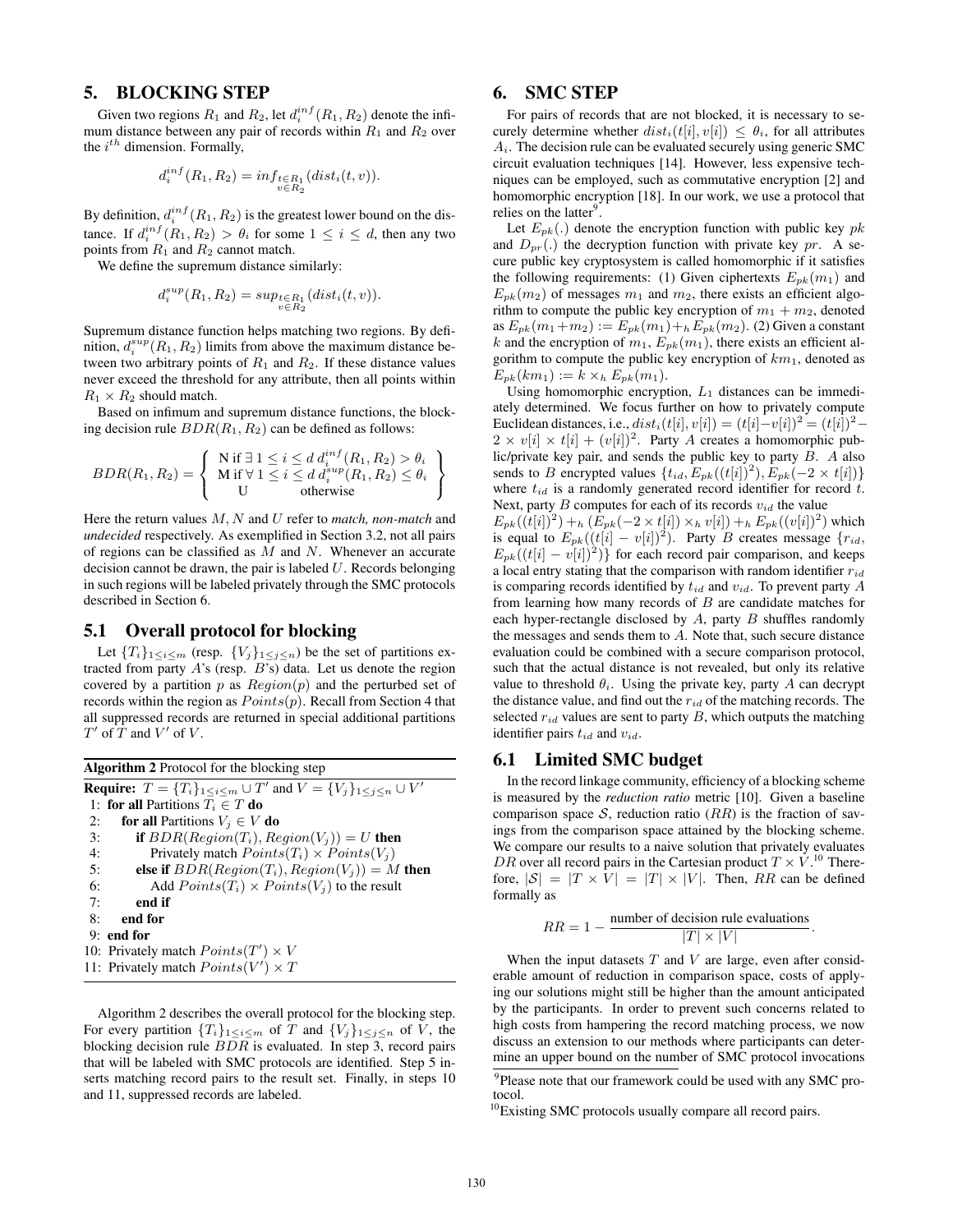## 5. BLOCKING STEP

Given two regions $R_1$ and $R_2$, let $d_i^{inf}(R_1, R_2)$ denote the infimum distance between any pair of records within $R_1$ and $R_2$ over the $i^{th}$ dimension. Formally,

$$d_i^{inf}(R_1, R_2) = inf_{\substack{t \in R_1 \\ v \in R_2}}(dist_i(t, v)).$$

By definition, $d_i^{inf}(R_1, R_2)$ is the greatest lower bound on the distance. If $d_i^{inf}(R_1, R_2) > \theta_i$ for some $1 \leq i \leq d$, then any two points from $R_1$ and $R_2$ cannot match.

We define the supremum distance similarly:

$$d_i^{sup}(R_1, R_2) = sup_{\substack{t \in R_1 \\ v \in R_2}}(dist_i(t, v)).$$

Supremum distance function helps matching two regions. By definition, $d_i^{sup}(R_1, R_2)$ limits from above the maximum distance between two arbitrary points of $R_1$ and $R_2$. If these distance values never exceed the threshold for any attribute, then all points within $R_1 \times R_2$ should match.

Based on infimum and supremum distance functions, the blocking decision rule $BDR(R_1, R_2)$ can be defined as follows:

$$BDR(R_1, R_2) = \left\{ \begin{array}{c} \text{N if } \exists\, 1 \leq i \leq d \; d_i^{inf}(R_1, R_2) > \theta_i \\ \text{M if } \forall\, 1 \leq i \leq d \; d_i^{sup}(R_1, R_2) \leq \theta_i \\ \text{U} \qquad \text{otherwise} \end{array} \right\}$$

Here the return values $M$, $N$ and $U$ refer to *match, non-match* and *undecided* respectively. As exemplified in Section 3.2, not all pairs of regions can be classified as $M$ and $N$. Whenever an accurate decision cannot be drawn, the pair is labeled $U$. Records belonging in such regions will be labeled privately through the SMC protocols described in Section 6.

### 5.1 Overall protocol for blocking

Let $\{T_i\}_{1 \leq i \leq m}$ (resp. $\{V_j\}_{1 \leq j \leq n}$) be the set of partitions extracted from party $A$'s (resp. $B$'s) data. Let us denote the region covered by a partition $p$ as $Region(p)$ and the perturbed set of records within the region as $Points(p)$. Recall from Section 4 that all suppressed records are returned in special additional partitions $T'$ of $T$ and $V'$ of $V$.

**Algorithm 2** Protocol for the blocking step

**Require:** $T = \{T_i\}_{1 \leq i \leq m} \cup T'$ and $V = \{V_j\}_{1 \leq j \leq n} \cup V'$

```
1: for all Partitions T_i ∈ T do
2:    for all Partitions V_j ∈ V do
3:       if BDR(Region(T_i), Region(V_j)) = U then
4:          Privately match Points(T_i) × Points(V_j)
5:       else if BDR(Region(T_i), Region(V_j)) = M then
6:          Add Points(T_i) × Points(V_j) to the result
7:       end if
8:    end for
9: end for
10: Privately match Points(T') × V
11: Privately match Points(V') × T
```

Algorithm 2 describes the overall protocol for the blocking step. For every partition $\{T_i\}_{1 \leq i \leq m}$ of $T$ and $\{V_j\}_{1 \leq j \leq n}$ of $V$, the blocking decision rule $BDR$ is evaluated. In step 3, record pairs that will be labeled with SMC protocols are identified. Step 5 inserts matching record pairs to the result set. Finally, in steps 10 and 11, suppressed records are labeled.

## 6. SMC STEP

For pairs of records that are not blocked, it is necessary to securely determine whether $dist_i(t[i], v[i]) \leq \theta_i$, for all attributes $A_i$. The decision rule can be evaluated securely using generic SMC circuit evaluation techniques [14]. However, less expensive techniques can be employed, such as commutative encryption [2] and homomorphic encryption [18]. In our work, we use a protocol that relies on the latter[9].

Let $E_{pk}(.)$ denote the encryption function with public key $pk$ and $D_{pr}(.)$ the decryption function with private key $pr$. A secure public key cryptosystem is called homomorphic if it satisfies the following requirements: (1) Given ciphertexts $E_{pk}(m_1)$ and $E_{pk}(m_2)$ of messages $m_1$ and $m_2$, there exists an efficient algorithm to compute the public key encryption of $m_1 + m_2$, denoted as $E_{pk}(m_1+m_2) := E_{pk}(m_1) +_h E_{pk}(m_2)$. (2) Given a constant $k$ and the encryption of $m_1$, $E_{pk}(m_1)$, there exists an efficient algorithm to compute the public key encryption of $km_1$, denoted as $E_{pk}(km_1) := k \times_h E_{pk}(m_1)$.

Using homomorphic encryption, $L_1$ distances can be immediately determined. We focus further on how to privately compute Euclidean distances, i.e., $dist_i(t[i], v[i]) = (t[i]-v[i])^2 = (t[i])^2 - 2 \times v[i] \times t[i] + (v[i])^2$. Party $A$ creates a homomorphic public/private key pair, and sends the public key to party $B$. $A$ also sends to $B$ encrypted values $\{t_{id}, E_{pk}((t[i])^2), E_{pk}(-2 \times t[i])\}$ where $t_{id}$ is a randomly generated record identifier for record $t$. Next, party $B$ computes for each of its records $v_{id}$ the value $E_{pk}((t[i])^2) +_h (E_{pk}(-2 \times t[i]) \times_h v[i]) +_h E_{pk}((v[i])^2)$ which is equal to $E_{pk}((t[i] - v[i])^2)$. Party $B$ creates message $\{r_{id}, E_{pk}((t[i] - v[i])^2)\}$ for each record pair comparison, and keeps a local entry stating that the comparison with random identifier $r_{id}$ is comparing records identified by $t_{id}$ and $v_{id}$. To prevent party $A$ from learning how many records of $B$ are candidate matches for each hyper-rectangle disclosed by $A$, party $B$ shuffles randomly the messages and sends them to $A$. Note that, such secure distance evaluation could be combined with a secure comparison protocol, such that the actual distance is not revealed, but only its relative value to threshold $\theta_i$. Using the private key, party $A$ can decrypt the distance value, and find out the $r_{id}$ of the matching records. The selected $r_{id}$ values are sent to party $B$, which outputs the matching identifier pairs $t_{id}$ and $v_{id}$.

### 6.1 Limited SMC budget

In the record linkage community, efficiency of a blocking scheme is measured by the *reduction ratio* metric [10]. Given a baseline comparison space $\mathcal{S}$, reduction ratio ($RR$) is the fraction of savings from the comparison space attained by the blocking scheme. We compare our results to a naive solution that privately evaluates $DR$ over all record pairs in the Cartesian product $T \times V$.[10] Therefore, $|\mathcal{S}| = |T \times V| = |T| \times |V|$. Then, $RR$ can be defined formally as

$$RR = 1 - \frac{\text{number of decision rule evaluations}}{|T| \times |V|}.$$

When the input datasets $T$ and $V$ are large, even after considerable amount of reduction in comparison space, costs of applying our solutions might still be higher than the amount anticipated by the participants. In order to prevent such concerns related to high costs from hampering the record matching process, we now discuss an extension to our methods where participants can determine an upper bound on the number of SMC protocol invocations

[9] Please note that our framework could be used with any SMC protocol.

[10] Existing SMC protocols usually compare all record pairs.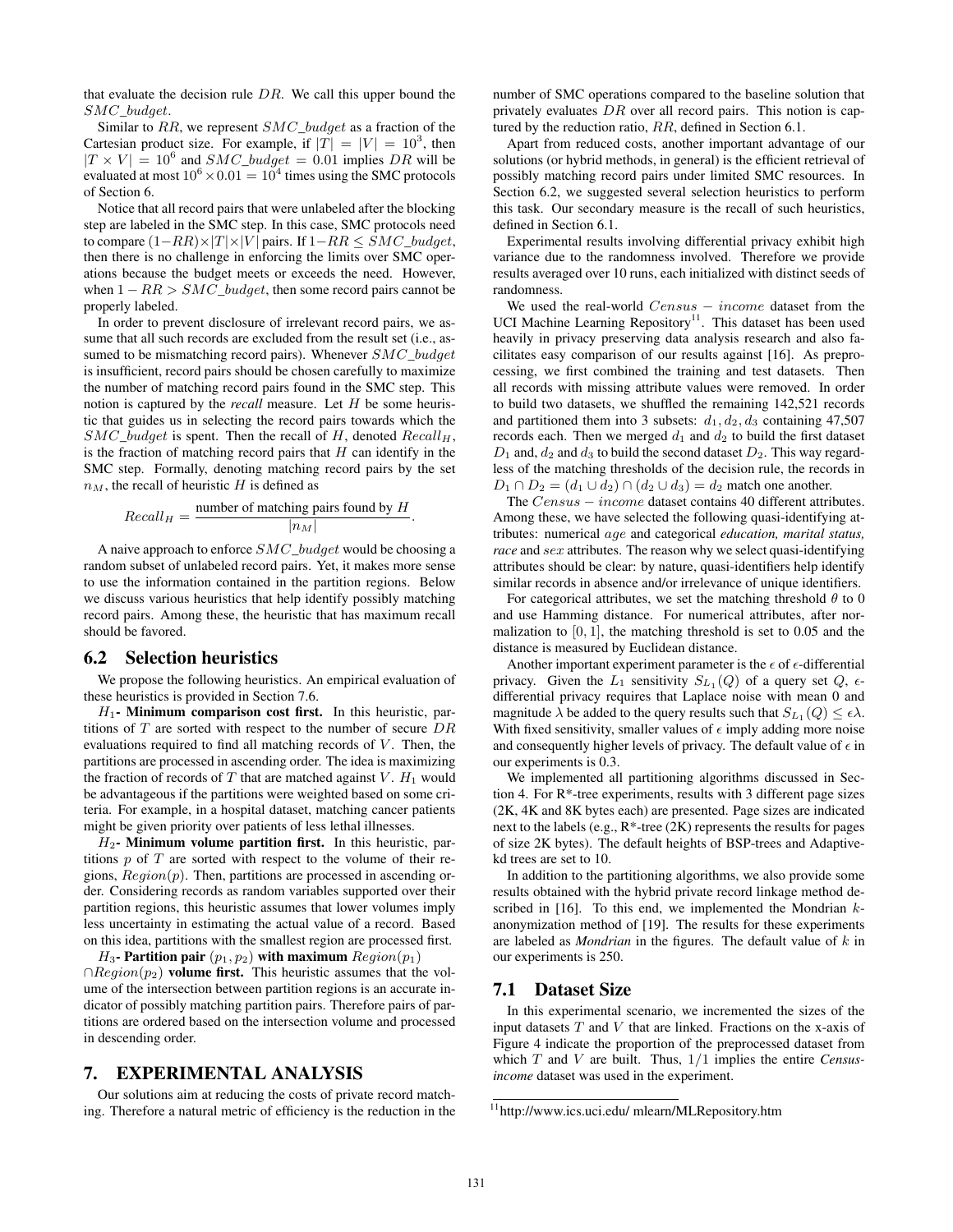that evaluate the decision rule $DR$. We call this upper bound the $SMC\_budget$.

Similar to $RR$, we represent $SMC\_budget$ as a fraction of the Cartesian product size. For example, if $|T| = |V| = 10^3$, then $|T \times V| = 10^6$ and $SMC\_budget = 0.01$ implies $DR$ will be evaluated at most $10^6 \times 0.01 = 10^4$ times using the SMC protocols of Section 6.

Notice that all record pairs that were unlabeled after the blocking step are labeled in the SMC step. In this case, SMC protocols need to compare $(1-RR) \times |T| \times |V|$ pairs. If $1-RR \leq SMC\_budget$, then there is no challenge in enforcing the limits over SMC operations because the budget meets or exceeds the need. However, when $1 - RR > SMC\_budget$, then some record pairs cannot be properly labeled.

In order to prevent disclosure of irrelevant record pairs, we assume that all such records are excluded from the result set (i.e., assumed to be mismatching record pairs). Whenever $SMC\_budget$ is insufficient, record pairs should be chosen carefully to maximize the number of matching record pairs found in the SMC step. This notion is captured by the *recall* measure. Let $H$ be some heuristic that guides us in selecting the record pairs towards which the $SMC\_budget$ is spent. Then the recall of $H$, denoted $Recall_H$, is the fraction of matching record pairs that $H$ can identify in the SMC step. Formally, denoting matching record pairs by the set $n_M$, the recall of heuristic $H$ is defined as

$$Recall_H = \frac{\text{number of matching pairs found by } H}{|n_M|}.$$

A naive approach to enforce $SMC\_budget$ would be choosing a random subset of unlabeled record pairs. Yet, it makes more sense to use the information contained in the partition regions. Below we discuss various heuristics that help identify possibly matching record pairs. Among these, the heuristic that has maximum recall should be favored.

## 6.2 Selection heuristics

We propose the following heuristics. An empirical evaluation of these heuristics is provided in Section 7.6.

**$H_1$- Minimum comparison cost first.** In this heuristic, partitions of $T$ are sorted with respect to the number of secure $DR$ evaluations required to find all matching records of $V$. Then, the partitions are processed in ascending order. The idea is maximizing the fraction of records of $T$ that are matched against $V$. $H_1$ would be advantageous if the partitions were weighted based on some criteria. For example, in a hospital dataset, matching cancer patients might be given priority over patients of less lethal illnesses.

**$H_2$- Minimum volume partition first.** In this heuristic, partitions $p$ of $T$ are sorted with respect to the volume of their regions, $Region(p)$. Then, partitions are processed in ascending order. Considering records as random variables supported over their partition regions, this heuristic assumes that lower volumes imply less uncertainty in estimating the actual value of a record. Based on this idea, partitions with the smallest region are processed first.

**$H_3$- Partition pair $(p_1, p_2)$ with maximum $Region(p_1) \cap Region(p_2)$ volume first.** This heuristic assumes that the volume of the intersection between partition regions is an accurate indicator of possibly matching partition pairs. Therefore pairs of partitions are ordered based on the intersection volume and processed in descending order.

# 7. EXPERIMENTAL ANALYSIS

Our solutions aim at reducing the costs of private record matching. Therefore a natural metric of efficiency is the reduction in the number of SMC operations compared to the baseline solution that privately evaluates $DR$ over all record pairs. This notion is captured by the reduction ratio, $RR$, defined in Section 6.1.

Apart from reduced costs, another important advantage of our solutions (or hybrid methods, in general) is the efficient retrieval of possibly matching record pairs under limited SMC resources. In Section 6.2, we suggested several selection heuristics to perform this task. Our secondary measure is the recall of such heuristics, defined in Section 6.1.

Experimental results involving differential privacy exhibit high variance due to the randomness involved. Therefore we provide results averaged over 10 runs, each initialized with distinct seeds of randomness.

We used the real-world $Census-income$ dataset from the UCI Machine Learning Repository[11]. This dataset has been used heavily in privacy preserving data analysis research and also facilitates easy comparison of our results against [16]. As preprocessing, we first combined the training and test datasets. Then all records with missing attribute values were removed. In order to build two datasets, we shuffled the remaining 142,521 records and partitioned them into 3 subsets: $d_1, d_2, d_3$ containing 47,507 records each. Then we merged $d_1$ and $d_2$ to build the first dataset $D_1$ and, $d_2$ and $d_3$ to build the second dataset $D_2$. This way regardless of the matching thresholds of the decision rule, the records in $D_1 \cap D_2 = (d_1 \cup d_2) \cap (d_2 \cup d_3) = d_2$ match one another.

The $Census-income$ dataset contains 40 different attributes. Among these, we have selected the following quasi-identifying attributes: numerical $age$ and categorical *education, marital status, race* and $sex$ attributes. The reason why we select quasi-identifying attributes should be clear: by nature, quasi-identifiers help identify similar records in absence and/or irrelevance of unique identifiers.

For categorical attributes, we set the matching threshold $\theta$ to 0 and use Hamming distance. For numerical attributes, after normalization to $[0, 1]$, the matching threshold is set to 0.05 and the distance is measured by Euclidean distance.

Another important experiment parameter is the $\epsilon$ of $\epsilon$-differential privacy. Given the $L_1$ sensitivity $S_{L_1}(Q)$ of a query set $Q$, $\epsilon$-differential privacy requires that Laplace noise with mean 0 and magnitude $\lambda$ be added to the query results such that $S_{L_1}(Q) \leq \epsilon\lambda$. With fixed sensitivity, smaller values of $\epsilon$ imply adding more noise and consequently higher levels of privacy. The default value of $\epsilon$ in our experiments is 0.3.

We implemented all partitioning algorithms discussed in Section 4. For R*-tree experiments, results with 3 different page sizes (2K, 4K and 8K bytes each) are presented. Page sizes are indicated next to the labels (e.g., R*-tree (2K) represents the results for pages of size 2K bytes). The default heights of BSP-trees and Adaptive-kd trees are set to 10.

In addition to the partitioning algorithms, we also provide some results obtained with the hybrid private record linkage method described in [16]. To this end, we implemented the Mondrian $k$-anonymization method of [19]. The results for these experiments are labeled as *Mondrian* in the figures. The default value of $k$ in our experiments is 250.

## 7.1 Dataset Size

In this experimental scenario, we incremented the sizes of the input datasets $T$ and $V$ that are linked. Fractions on the x-axis of Figure 4 indicate the proportion of the preprocessed dataset from which $T$ and $V$ are built. Thus, $1/1$ implies the entire *Census-income* dataset was used in the experiment.

[11] http://www.ics.uci.edu/ mlearn/MLRepository.htm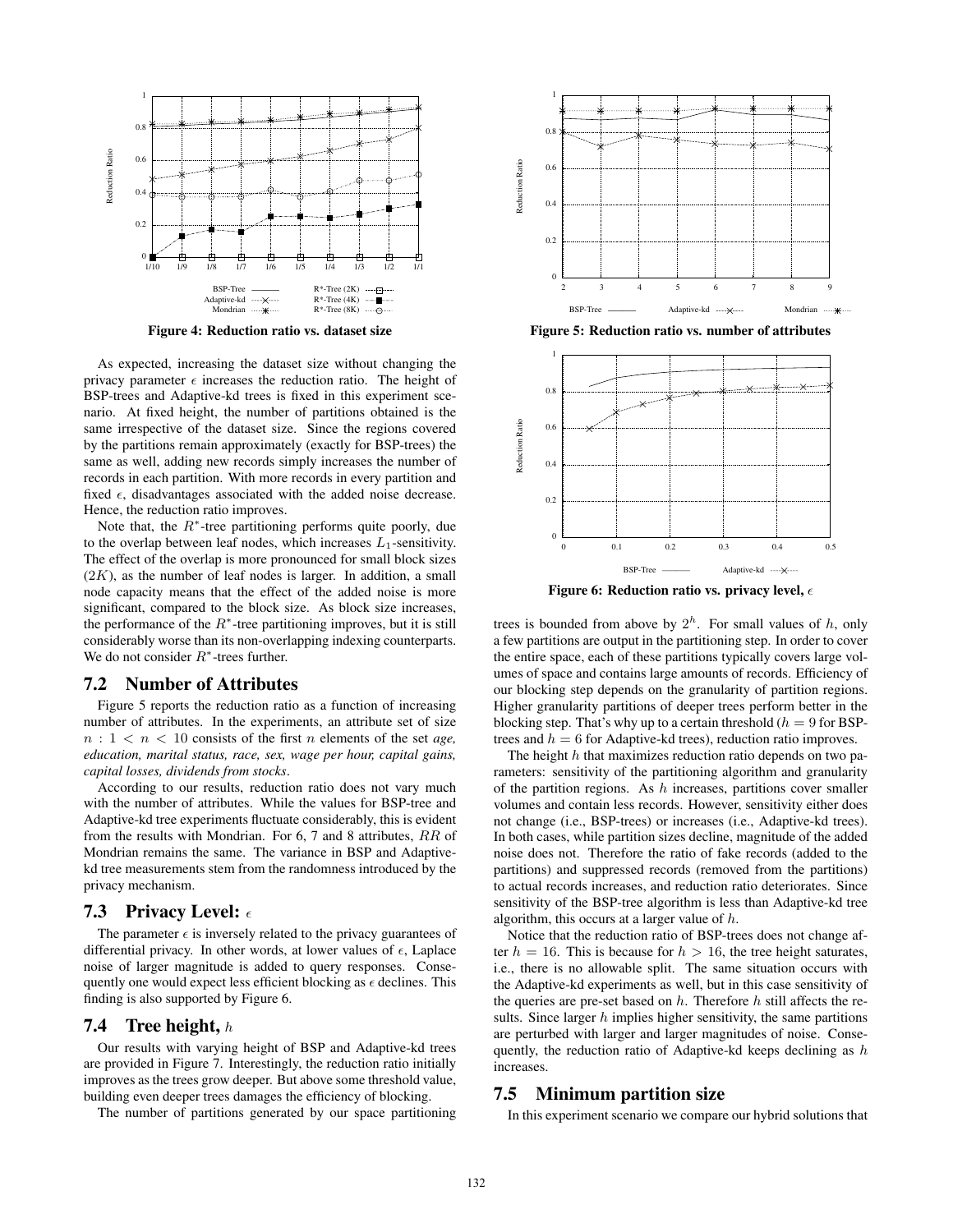Figure 4: Reduction ratio vs. dataset size

Figure 5: Reduction ratio vs. number of attributes

Figure 6: Reduction ratio vs. privacy level, $\epsilon$

As expected, increasing the dataset size without changing the privacy parameter $\epsilon$ increases the reduction ratio. The height of BSP-trees and Adaptive-kd trees is fixed in this experiment scenario. At fixed height, the number of partitions obtained is the same irrespective of the dataset size. Since the regions covered by the partitions remain approximately (exactly for BSP-trees) the same as well, adding new records simply increases the number of records in each partition. With more records in every partition and fixed $\epsilon$, disadvantages associated with the added noise decrease. Hence, the reduction ratio improves.

Note that, the $R^*$-tree partitioning performs quite poorly, due to the overlap between leaf nodes, which increases $L_1$-sensitivity. The effect of the overlap is more pronounced for small block sizes ($2K$), as the number of leaf nodes is larger. In addition, a small node capacity means that the effect of the added noise is more significant, compared to the block size. As block size increases, the performance of the $R^*$-tree partitioning improves, but it is still considerably worse than its non-overlapping indexing counterparts. We do not consider $R^*$-trees further.

## 7.2 Number of Attributes

Figure 5 reports the reduction ratio as a function of increasing number of attributes. In the experiments, an attribute set of size $n : 1 < n < 10$ consists of the first $n$ elements of the set *age, education, marital status, race, sex, wage per hour, capital gains, capital losses, dividends from stocks*.

According to our results, reduction ratio does not vary much with the number of attributes. While the values for BSP-tree and Adaptive-kd tree experiments fluctuate considerably, this is evident from the results with Mondrian. For 6, 7 and 8 attributes, $RR$ of Mondrian remains the same. The variance in BSP and Adaptive-kd tree measurements stem from the randomness introduced by the privacy mechanism.

## 7.3 Privacy Level: $\epsilon$

The parameter $\epsilon$ is inversely related to the privacy guarantees of differential privacy. In other words, at lower values of $\epsilon$, Laplace noise of larger magnitude is added to query responses. Consequently one would expect less efficient blocking as $\epsilon$ declines. This finding is also supported by Figure 6.

## 7.4 Tree height, $h$

Our results with varying height of BSP and Adaptive-kd trees are provided in Figure 7. Interestingly, the reduction ratio initially improves as the trees grow deeper. But above some threshold value, building even deeper trees damages the efficiency of blocking.

The number of partitions generated by our space partitioning trees is bounded from above by $2^h$. For small values of $h$, only a few partitions are output in the partitioning step. In order to cover the entire space, each of these partitions typically covers large volumes of space and contains large amounts of records. Efficiency of our blocking step depends on the granularity of partition regions. Higher granularity partitions of deeper trees perform better in the blocking step. That's why up to a certain threshold ($h = 9$ for BSP-trees and $h = 6$ for Adaptive-kd trees), reduction ratio improves.

The height $h$ that maximizes reduction ratio depends on two parameters: sensitivity of the partitioning algorithm and granularity of the partition regions. As $h$ increases, partitions cover smaller volumes of space and contain less records. However, sensitivity either does not change (i.e., BSP-trees) or increases (i.e., Adaptive-kd trees). In both cases, while partition sizes decline, magnitude of the added noise does not. Therefore the ratio of fake records (added to the partitions) and suppressed records (removed from the partitions) to actual records increases, and reduction ratio deteriorates. Since sensitivity of the BSP-tree algorithm is less than Adaptive-kd tree algorithm, this occurs at a larger value of $h$.

Notice that the reduction ratio of BSP-trees does not change after $h = 16$. This is because for $h > 16$, the tree height saturates, i.e., there is no allowable split. The same situation occurs with the Adaptive-kd experiments as well, but in this case sensitivity of the queries are pre-set based on $h$. Therefore $h$ still affects the results. Since larger $h$ implies higher sensitivity, the same partitions are perturbed with larger and larger magnitudes of noise. Consequently, the reduction ratio of Adaptive-kd keeps declining as $h$ increases.

## 7.5 Minimum partition size

In this experiment scenario we compare our hybrid solutions that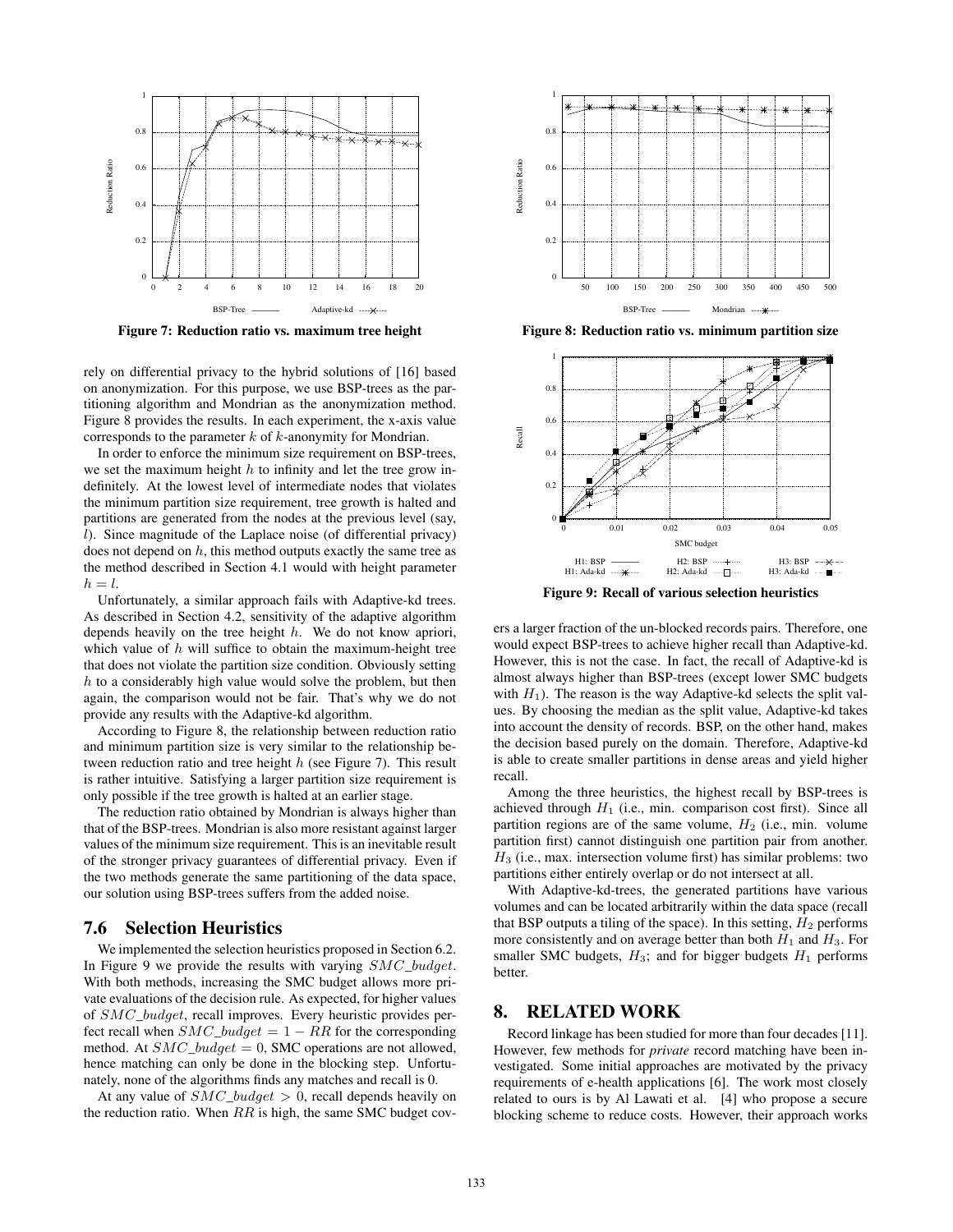Figure 7: Reduction ratio vs. maximum tree height

Figure 8: Reduction ratio vs. minimum partition size

Figure 9: Recall of various selection heuristics

rely on differential privacy to the hybrid solutions of [16] based on anonymization. For this purpose, we use BSP-trees as the partitioning algorithm and Mondrian as the anonymization method. Figure 8 provides the results. In each experiment, the x-axis value corresponds to the parameter $k$ of $k$-anonymity for Mondrian.

In order to enforce the minimum size requirement on BSP-trees, we set the maximum height $h$ to infinity and let the tree grow indefinitely. At the lowest level of intermediate nodes that violates the minimum partition size requirement, tree growth is halted and partitions are generated from the nodes at the previous level (say, $l$). Since magnitude of the Laplace noise (of differential privacy) does not depend on $h$, this method outputs exactly the same tree as the method described in Section 4.1 would with height parameter $h = l$.

Unfortunately, a similar approach fails with Adaptive-kd trees. As described in Section 4.2, sensitivity of the adaptive algorithm depends heavily on the tree height $h$. We do not know apriori, which value of $h$ will suffice to obtain the maximum-height tree that does not violate the partition size condition. Obviously setting $h$ to a considerably high value would solve the problem, but then again, the comparison would not be fair. That's why we do not provide any results with the Adaptive-kd algorithm.

According to Figure 8, the relationship between reduction ratio and minimum partition size is very similar to the relationship between reduction ratio and tree height $h$ (see Figure 7). This result is rather intuitive. Satisfying a larger partition size requirement is only possible if the tree growth is halted at an earlier stage.

The reduction ratio obtained by Mondrian is always higher than that of the BSP-trees. Mondrian is also more resistant against larger values of the minimum size requirement. This is an inevitable result of the stronger privacy guarantees of differential privacy. Even if the two methods generate the same partitioning of the data space, our solution using BSP-trees suffers from the added noise.

## 7.6 Selection Heuristics

We implemented the selection heuristics proposed in Section 6.2. In Figure 9 we provide the results with varying $SMC\_budget$. With both methods, increasing the SMC budget allows more private evaluations of the decision rule. As expected, for higher values of $SMC\_budget$, recall improves. Every heuristic provides perfect recall when $SMC\_budget = 1 - RR$ for the corresponding method. At $SMC\_budget = 0$, SMC operations are not allowed, hence matching can only be done in the blocking step. Unfortunately, none of the algorithms finds any matches and recall is 0.

At any value of $SMC\_budget > 0$, recall depends heavily on the reduction ratio. When $RR$ is high, the same SMC budget covers a larger fraction of the un-blocked records pairs. Therefore, one would expect BSP-trees to achieve higher recall than Adaptive-kd. However, this is not the case. In fact, the recall of Adaptive-kd is almost always higher than BSP-trees (except lower SMC budgets with $H_1$). The reason is the way Adaptive-kd selects the split values. By choosing the median as the split value, Adaptive-kd takes into account the density of records. BSP, on the other hand, makes the decision based purely on the domain. Therefore, Adaptive-kd is able to create smaller partitions in dense areas and yield higher recall.

Among the three heuristics, the highest recall by BSP-trees is achieved through $H_1$ (i.e., min. comparison cost first). Since all partition regions are of the same volume, $H_2$ (i.e., min. volume partition first) cannot distinguish one partition pair from another. $H_3$ (i.e., max. intersection volume first) has similar problems: two partitions either entirely overlap or do not intersect at all.

With Adaptive-kd-trees, the generated partitions have various volumes and can be located arbitrarily within the data space (recall that BSP outputs a tiling of the space). In this setting, $H_2$ performs more consistently and on average better than both $H_1$ and $H_3$. For smaller SMC budgets, $H_3$; and for bigger budgets $H_1$ performs better.

## 8. RELATED WORK

Record linkage has been studied for more than four decades [11]. However, few methods for *private* record matching have been investigated. Some initial approaches are motivated by the privacy requirements of e-health applications [6]. The work most closely related to ours is by Al Lawati et al. [4] who propose a secure blocking scheme to reduce costs. However, their approach works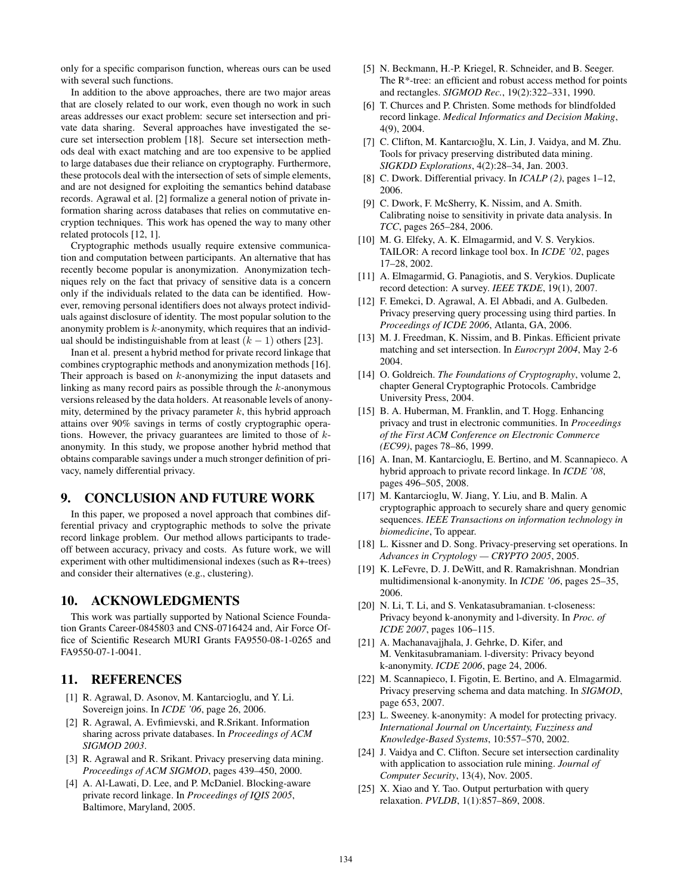only for a specific comparison function, whereas ours can be used with several such functions.

In addition to the above approaches, there are two major areas that are closely related to our work, even though no work in such areas addresses our exact problem: secure set intersection and private data sharing. Several approaches have investigated the secure set intersection problem [18]. Secure set intersection methods deal with exact matching and are too expensive to be applied to large databases due their reliance on cryptography. Furthermore, these protocols deal with the intersection of sets of simple elements, and are not designed for exploiting the semantics behind database records. Agrawal et al. [2] formalize a general notion of private information sharing across databases that relies on commutative encryption techniques. This work has opened the way to many other related protocols [12, 1].

Cryptographic methods usually require extensive communication and computation between participants. An alternative that has recently become popular is anonymization. Anonymization techniques rely on the fact that privacy of sensitive data is a concern only if the individuals related to the data can be identified. However, removing personal identifiers does not always protect individuals against disclosure of identity. The most popular solution to the anonymity problem is $k$-anonymity, which requires that an individual should be indistinguishable from at least $(k-1)$ others [23].

Inan et al. present a hybrid method for private record linkage that combines cryptographic methods and anonymization methods [16]. Their approach is based on $k$-anonymizing the input datasets and linking as many record pairs as possible through the $k$-anonymous versions released by the data holders. At reasonable levels of anonymity, determined by the privacy parameter $k$, this hybrid approach attains over 90% savings in terms of costly cryptographic operations. However, the privacy guarantees are limited to those of $k$-anonymity. In this study, we propose another hybrid method that obtains comparable savings under a much stronger definition of privacy, namely differential privacy.

## 9. CONCLUSION AND FUTURE WORK

In this paper, we proposed a novel approach that combines differential privacy and cryptographic methods to solve the private record linkage problem. Our method allows participants to tradeoff between accuracy, privacy and costs. As future work, we will experiment with other multidimensional indexes (such as R+-trees) and consider their alternatives (e.g., clustering).

## 10. ACKNOWLEDGMENTS

This work was partially supported by National Science Foundation Grants Career-0845803 and CNS-0716424 and, Air Force Office of Scientific Research MURI Grants FA9550-08-1-0265 and FA9550-07-1-0041.

## 11. REFERENCES

[1] R. Agrawal, D. Asonov, M. Kantarcioglu, and Y. Li. Sovereign joins. In *ICDE '06*, page 26, 2006.

[2] R. Agrawal, A. Evfimievski, and R.Srikant. Information sharing across private databases. In *Proceedings of ACM SIGMOD 2003*.

[3] R. Agrawal and R. Srikant. Privacy preserving data mining. *Proceedings of ACM SIGMOD*, pages 439–450, 2000.

[4] A. Al-Lawati, D. Lee, and P. McDaniel. Blocking-aware private record linkage. In *Proceedings of IQIS 2005*, Baltimore, Maryland, 2005.

[5] N. Beckmann, H.-P. Kriegel, R. Schneider, and B. Seeger. The R*-tree: an efficient and robust access method for points and rectangles. *SIGMOD Rec.*, 19(2):322–331, 1990.

[6] T. Churces and P. Christen. Some methods for blindfolded record linkage. *Medical Informatics and Decision Making*, 4(9), 2004.

[7] C. Clifton, M. Kantarcıoğlu, X. Lin, J. Vaidya, and M. Zhu. Tools for privacy preserving distributed data mining. *SIGKDD Explorations*, 4(2):28–34, Jan. 2003.

[8] C. Dwork. Differential privacy. In *ICALP (2)*, pages 1–12, 2006.

[9] C. Dwork, F. McSherry, K. Nissim, and A. Smith. Calibrating noise to sensitivity in private data analysis. In *TCC*, pages 265–284, 2006.

[10] M. G. Elfeky, A. K. Elmagarmid, and V. S. Verykios. TAILOR: A record linkage tool box. In *ICDE '02*, pages 17–28, 2002.

[11] A. Elmagarmid, G. Panagiotis, and S. Verykios. Duplicate record detection: A survey. *IEEE TKDE*, 19(1), 2007.

[12] F. Emekci, D. Agrawal, A. El Abbadi, and A. Gulbeden. Privacy preserving query processing using third parties. In *Proceedings of ICDE 2006*, Atlanta, GA, 2006.

[13] M. J. Freedman, K. Nissim, and B. Pinkas. Efficient private matching and set intersection. In *Eurocrypt 2004*, May 2-6 2004.

[14] O. Goldreich. *The Foundations of Cryptography*, volume 2, chapter General Cryptographic Protocols. Cambridge University Press, 2004.

[15] B. A. Huberman, M. Franklin, and T. Hogg. Enhancing privacy and trust in electronic communities. In *Proceedings of the First ACM Conference on Electronic Commerce (EC99)*, pages 78–86, 1999.

[16] A. Inan, M. Kantarcioglu, E. Bertino, and M. Scannapieco. A hybrid approach to private record linkage. In *ICDE '08*, pages 496–505, 2008.

[17] M. Kantarcioglu, W. Jiang, Y. Liu, and B. Malin. A cryptographic approach to securely share and query genomic sequences. *IEEE Transactions on information technology in biomedicine*, To appear.

[18] L. Kissner and D. Song. Privacy-preserving set operations. In *Advances in Cryptology — CRYPTO 2005*, 2005.

[19] K. LeFevre, D. J. DeWitt, and R. Ramakrishnan. Mondrian multidimensional k-anonymity. In *ICDE '06*, pages 25–35, 2006.

[20] N. Li, T. Li, and S. Venkatasubramanian. t-closeness: Privacy beyond k-anonymity and l-diversity. In *Proc. of ICDE 2007*, pages 106–115.

[21] A. Machanavajjhala, J. Gehrke, D. Kifer, and M. Venkitasubramaniam. l-diversity: Privacy beyond k-anonymity. *ICDE 2006*, page 24, 2006.

[22] M. Scannapieco, I. Figotin, E. Bertino, and A. Elmagarmid. Privacy preserving schema and data matching. In *SIGMOD*, page 653, 2007.

[23] L. Sweeney. k-anonymity: A model for protecting privacy. *International Journal on Uncertainty, Fuzziness and Knowledge-Based Systems*, 10:557–570, 2002.

[24] J. Vaidya and C. Clifton. Secure set intersection cardinality with application to association rule mining. *Journal of Computer Security*, 13(4), Nov. 2005.

[25] X. Xiao and Y. Tao. Output perturbation with query relaxation. *PVLDB*, 1(1):857–869, 2008.